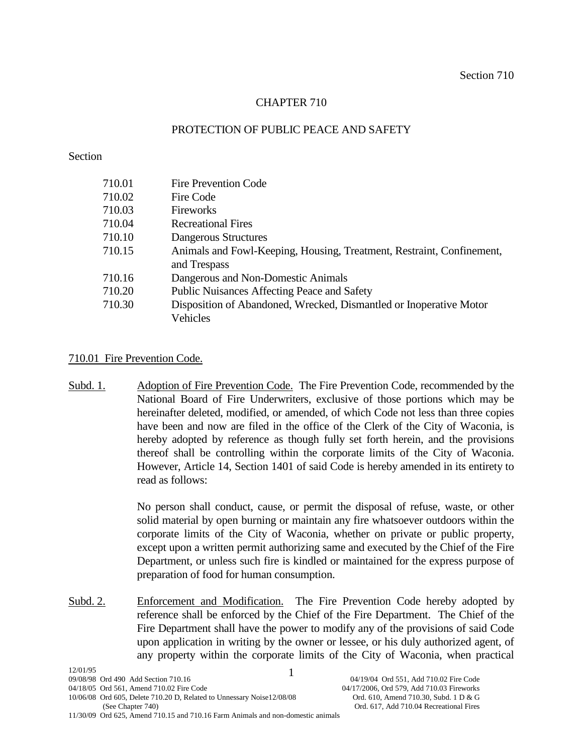# CHAPTER 710

## PROTECTION OF PUBLIC PEACE AND SAFETY

Section

| | |
|---|---|
| 710.01 | Fire Prevention Code |
| 710.02 | Fire Code |
| 710.03 | Fireworks |
| 710.04 | Recreational Fires |
| 710.10 | Dangerous Structures |
| 710.15 | Animals and Fowl-Keeping, Housing, Treatment, Restraint, Confinement, and Trespass |
| 710.16 | Dangerous and Non-Domestic Animals |
| 710.20 | Public Nuisances Affecting Peace and Safety |
| 710.30 | Disposition of Abandoned, Wrecked, Dismantled or Inoperative Motor Vehicles |

### 710.01 Fire Prevention Code.

Subd. 1. Adoption of Fire Prevention Code. The Fire Prevention Code, recommended by the National Board of Fire Underwriters, exclusive of those portions which may be hereinafter deleted, modified, or amended, of which Code not less than three copies have been and now are filed in the office of the Clerk of the City of Waconia, is hereby adopted by reference as though fully set forth herein, and the provisions thereof shall be controlling within the corporate limits of the City of Waconia. However, Article 14, Section 1401 of said Code is hereby amended in its entirety to read as follows:

No person shall conduct, cause, or permit the disposal of refuse, waste, or other solid material by open burning or maintain any fire whatsoever outdoors within the corporate limits of the City of Waconia, whether on private or public property, except upon a written permit authorizing same and executed by the Chief of the Fire Department, or unless such fire is kindled or maintained for the express purpose of preparation of food for human consumption.

Subd. 2. Enforcement and Modification. The Fire Prevention Code hereby adopted by reference shall be enforced by the Chief of the Fire Department. The Chief of the Fire Department shall have the power to modify any of the provisions of said Code upon application in writing by the owner or lessee, or his duly authorized agent, of any property within the corporate limits of the City of Waconia, when practical

12/01/95
09/08/98 Ord 490 Add Section 710.16
04/18/05 Ord 561, Amend 710.02 Fire Code
10/06/08 Ord 605, Delete 710.20 D, Related to Unnessary Noise (See Chapter 740)
11/30/09 Ord 625, Amend 710.15 and 710.16 Farm Animals and non-domestic animals
04/19/04 Ord 551, Add 710.02 Fire Code
04/17/2006, Ord 579, Add 710.03 Fireworks
12/08/08 Ord. 610, Amend 710.30, Subd. 1 D & G
Ord. 617, Add 710.04 Recreational Fires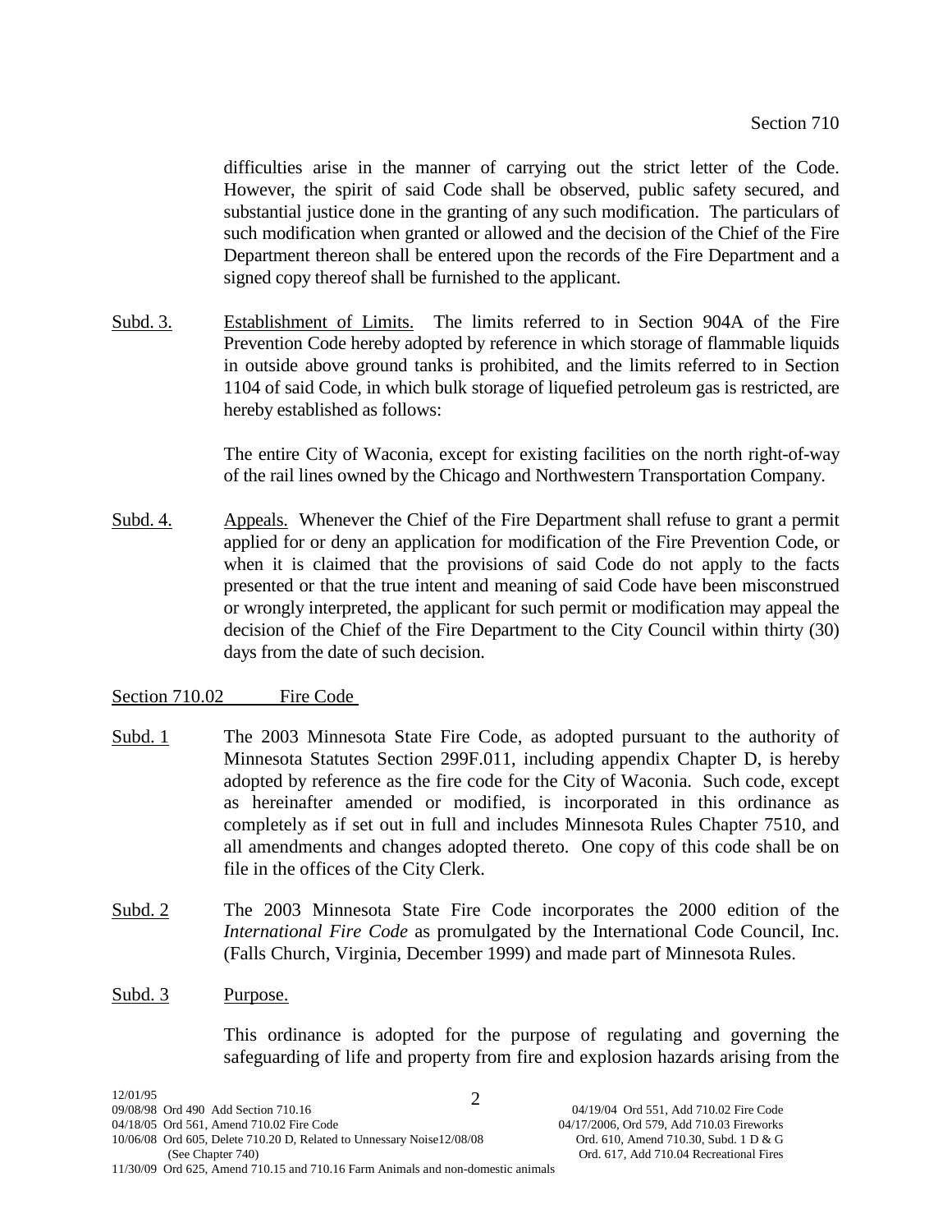difficulties arise in the manner of carrying out the strict letter of the Code. However, the spirit of said Code shall be observed, public safety secured, and substantial justice done in the granting of any such modification. The particulars of such modification when granted or allowed and the decision of the Chief of the Fire Department thereon shall be entered upon the records of the Fire Department and a signed copy thereof shall be furnished to the applicant.

Subd. 3. Establishment of Limits. The limits referred to in Section 904A of the Fire Prevention Code hereby adopted by reference in which storage of flammable liquids in outside above ground tanks is prohibited, and the limits referred to in Section 1104 of said Code, in which bulk storage of liquefied petroleum gas is restricted, are hereby established as follows:

The entire City of Waconia, except for existing facilities on the north right-of-way of the rail lines owned by the Chicago and Northwestern Transportation Company.

Subd. 4. Appeals. Whenever the Chief of the Fire Department shall refuse to grant a permit applied for or deny an application for modification of the Fire Prevention Code, or when it is claimed that the provisions of said Code do not apply to the facts presented or that the true intent and meaning of said Code have been misconstrued or wrongly interpreted, the applicant for such permit or modification may appeal the decision of the Chief of the Fire Department to the City Council within thirty (30) days from the date of such decision.

Section 710.02 Fire Code

Subd. 1 The 2003 Minnesota State Fire Code, as adopted pursuant to the authority of Minnesota Statutes Section 299F.011, including appendix Chapter D, is hereby adopted by reference as the fire code for the City of Waconia. Such code, except as hereinafter amended or modified, is incorporated in this ordinance as completely as if set out in full and includes Minnesota Rules Chapter 7510, and all amendments and changes adopted thereto. One copy of this code shall be on file in the offices of the City Clerk.

Subd. 2 The 2003 Minnesota State Fire Code incorporates the 2000 edition of the *International Fire Code* as promulgated by the International Code Council, Inc. (Falls Church, Virginia, December 1999) and made part of Minnesota Rules.

Subd. 3 Purpose.

This ordinance is adopted for the purpose of regulating and governing the safeguarding of life and property from fire and explosion hazards arising from the

12/01/95
09/08/98 Ord 490 Add Section 710.16
04/18/05 Ord 561, Amend 710.02 Fire Code
10/06/08 Ord 605, Delete 710.20 D, Related to Unnessary Noise12/08/08 (See Chapter 740)
11/30/09 Ord 625, Amend 710.15 and 710.16 Farm Animals and non-domestic animals
04/19/04 Ord 551, Add 710.02 Fire Code
04/17/2006, Ord 579, Add 710.03 Fireworks
Ord. 610, Amend 710.30, Subd. 1 D & G
Ord. 617, Add 710.04 Recreational Fires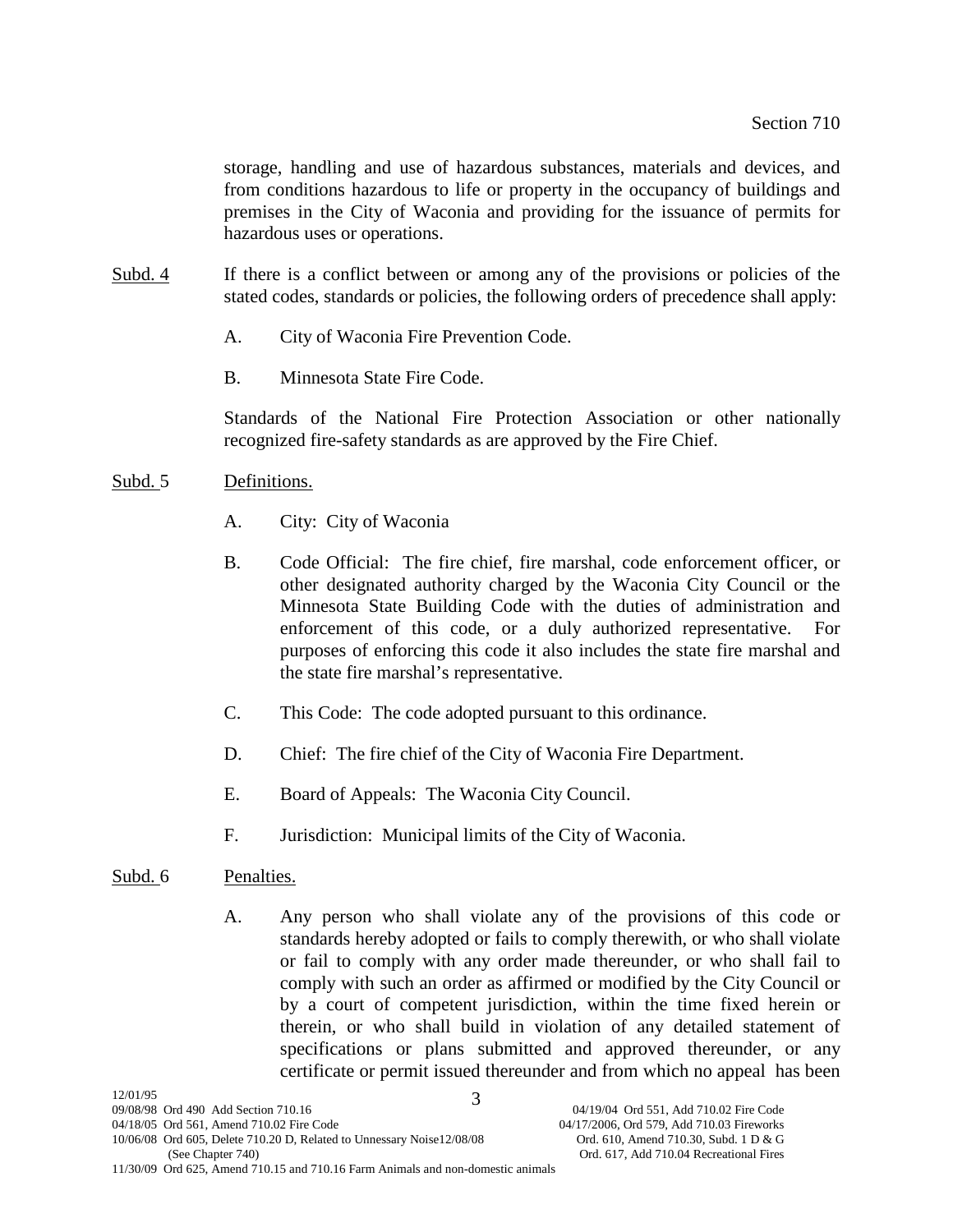storage, handling and use of hazardous substances, materials and devices, and from conditions hazardous to life or property in the occupancy of buildings and premises in the City of Waconia and providing for the issuance of permits for hazardous uses or operations.

Subd. 4 If there is a conflict between or among any of the provisions or policies of the stated codes, standards or policies, the following orders of precedence shall apply:

A. City of Waconia Fire Prevention Code.

B. Minnesota State Fire Code.

Standards of the National Fire Protection Association or other nationally recognized fire-safety standards as are approved by the Fire Chief.

Subd. 5 Definitions.

A. City: City of Waconia

B. Code Official: The fire chief, fire marshal, code enforcement officer, or other designated authority charged by the Waconia City Council or the Minnesota State Building Code with the duties of administration and enforcement of this code, or a duly authorized representative. For purposes of enforcing this code it also includes the state fire marshal and the state fire marshal's representative.

C. This Code: The code adopted pursuant to this ordinance.

D. Chief: The fire chief of the City of Waconia Fire Department.

E. Board of Appeals: The Waconia City Council.

F. Jurisdiction: Municipal limits of the City of Waconia.

Subd. 6 Penalties.

A. Any person who shall violate any of the provisions of this code or standards hereby adopted or fails to comply therewith, or who shall violate or fail to comply with any order made thereunder, or who shall fail to comply with such an order as affirmed or modified by the City Council or by a court of competent jurisdiction, within the time fixed herein or therein, or who shall build in violation of any detailed statement of specifications or plans submitted and approved thereunder, or any certificate or permit issued thereunder and from which no appeal has been

12/01/95
09/08/98 Ord 490 Add Section 710.16
04/18/05 Ord 561, Amend 710.02 Fire Code
10/06/08 Ord 605, Delete 710.20 D, Related to Unnessary Noise (See Chapter 740)
11/30/09 Ord 625, Amend 710.15 and 710.16 Farm Animals and non-domestic animals
04/19/04 Ord 551, Add 710.02 Fire Code
04/17/2006, Ord 579, Add 710.03 Fireworks
12/08/08 Ord. 610, Amend 710.30, Subd. 1 D & G
Ord. 617, Add 710.04 Recreational Fires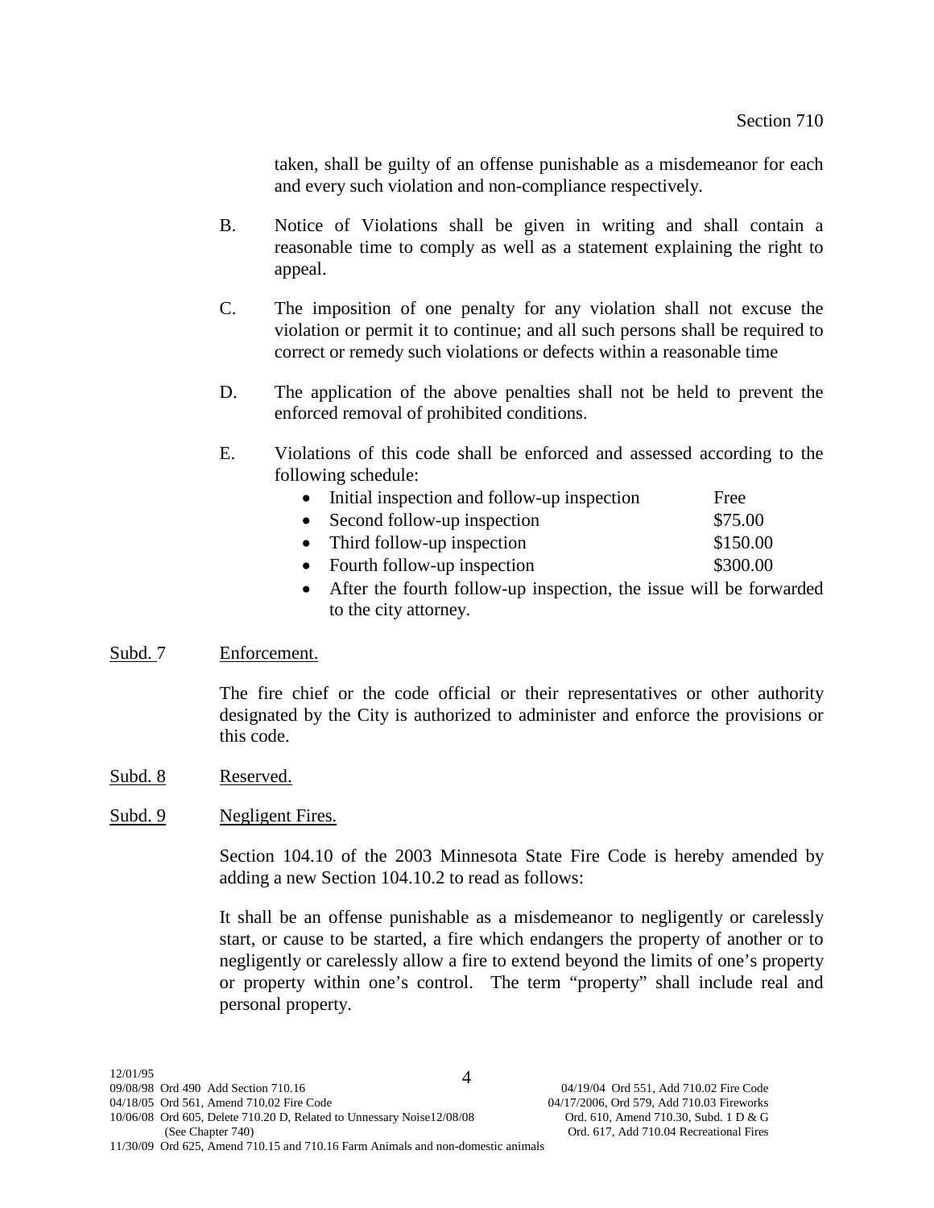taken, shall be guilty of an offense punishable as a misdemeanor for each and every such violation and non-compliance respectively.

B. Notice of Violations shall be given in writing and shall contain a reasonable time to comply as well as a statement explaining the right to appeal.

C. The imposition of one penalty for any violation shall not excuse the violation or permit it to continue; and all such persons shall be required to correct or remedy such violations or defects within a reasonable time

D. The application of the above penalties shall not be held to prevent the enforced removal of prohibited conditions.

E. Violations of this code shall be enforced and assessed according to the following schedule:

- Initial inspection and follow-up inspection — Free
- Second follow-up inspection — $75.00
- Third follow-up inspection — $150.00
- Fourth follow-up inspection — $300.00
- After the fourth follow-up inspection, the issue will be forwarded to the city attorney.

Subd. 7 Enforcement.

The fire chief or the code official or their representatives or other authority designated by the City is authorized to administer and enforce the provisions or this code.

Subd. 8 Reserved.

Subd. 9 Negligent Fires.

Section 104.10 of the 2003 Minnesota State Fire Code is hereby amended by adding a new Section 104.10.2 to read as follows:

It shall be an offense punishable as a misdemeanor to negligently or carelessly start, or cause to be started, a fire which endangers the property of another or to negligently or carelessly allow a fire to extend beyond the limits of one's property or property within one's control. The term "property" shall include real and personal property.

12/01/95
09/08/98 Ord 490 Add Section 710.16
04/18/05 Ord 561, Amend 710.02 Fire Code
10/06/08 Ord 605, Delete 710.20 D, Related to Unnessary Noise12/08/08 (See Chapter 740)
11/30/09 Ord 625, Amend 710.15 and 710.16 Farm Animals and non-domestic animals
04/19/04 Ord 551, Add 710.02 Fire Code
04/17/2006, Ord 579, Add 710.03 Fireworks
Ord. 610, Amend 710.30, Subd. 1 D & G
Ord. 617, Add 710.04 Recreational Fires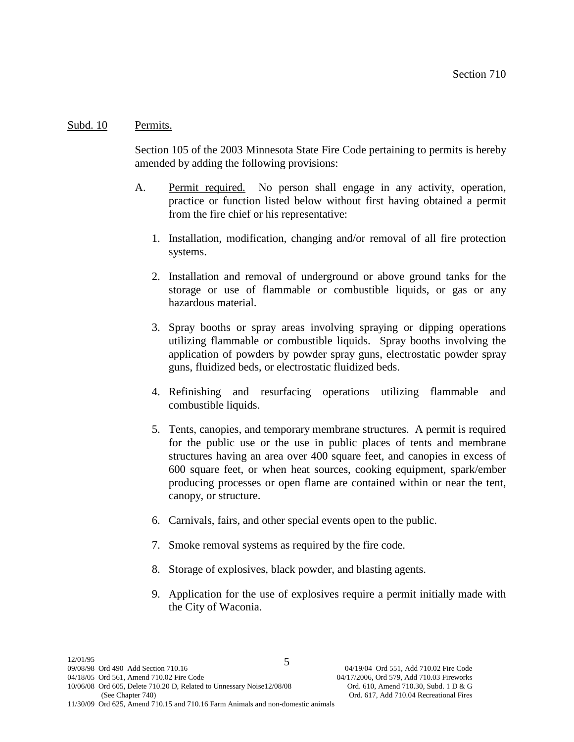Subd. 10 Permits.

Section 105 of the 2003 Minnesota State Fire Code pertaining to permits is hereby amended by adding the following provisions:

A. Permit required. No person shall engage in any activity, operation, practice or function listed below without first having obtained a permit from the fire chief or his representative:

1. Installation, modification, changing and/or removal of all fire protection systems.

2. Installation and removal of underground or above ground tanks for the storage or use of flammable or combustible liquids, or gas or any hazardous material.

3. Spray booths or spray areas involving spraying or dipping operations utilizing flammable or combustible liquids. Spray booths involving the application of powders by powder spray guns, electrostatic powder spray guns, fluidized beds, or electrostatic fluidized beds.

4. Refinishing and resurfacing operations utilizing flammable and combustible liquids.

5. Tents, canopies, and temporary membrane structures. A permit is required for the public use or the use in public places of tents and membrane structures having an area over 400 square feet, and canopies in excess of 600 square feet, or when heat sources, cooking equipment, spark/ember producing processes or open flame are contained within or near the tent, canopy, or structure.

6. Carnivals, fairs, and other special events open to the public.

7. Smoke removal systems as required by the fire code.

8. Storage of explosives, black powder, and blasting agents.

9. Application for the use of explosives require a permit initially made with the City of Waconia.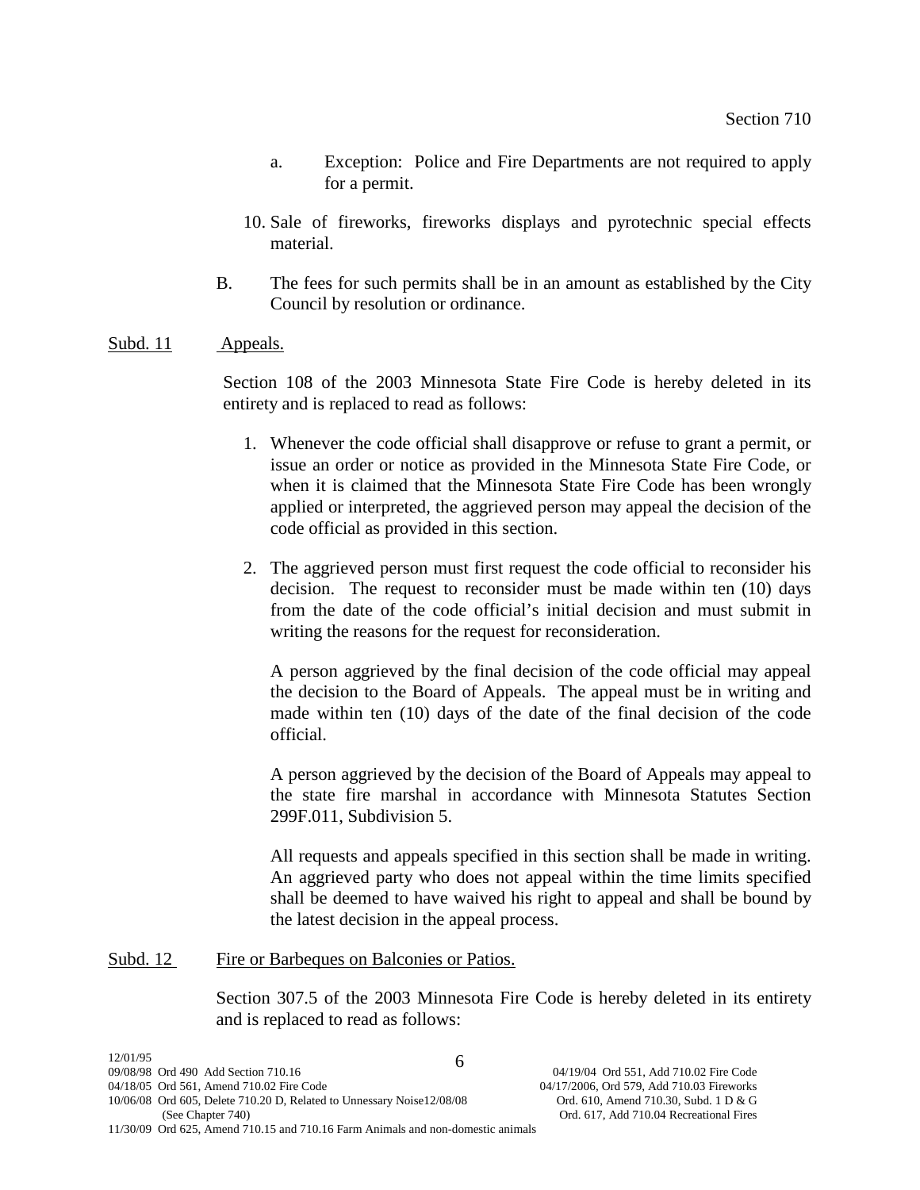a. Exception: Police and Fire Departments are not required to apply for a permit.

10. Sale of fireworks, fireworks displays and pyrotechnic special effects material.

B. The fees for such permits shall be in an amount as established by the City Council by resolution or ordinance.

Subd. 11 Appeals.

Section 108 of the 2003 Minnesota State Fire Code is hereby deleted in its entirety and is replaced to read as follows:

1. Whenever the code official shall disapprove or refuse to grant a permit, or issue an order or notice as provided in the Minnesota State Fire Code, or when it is claimed that the Minnesota State Fire Code has been wrongly applied or interpreted, the aggrieved person may appeal the decision of the code official as provided in this section.

2. The aggrieved person must first request the code official to reconsider his decision. The request to reconsider must be made within ten (10) days from the date of the code official's initial decision and must submit in writing the reasons for the request for reconsideration.

   A person aggrieved by the final decision of the code official may appeal the decision to the Board of Appeals. The appeal must be in writing and made within ten (10) days of the date of the final decision of the code official.

   A person aggrieved by the decision of the Board of Appeals may appeal to the state fire marshal in accordance with Minnesota Statutes Section 299F.011, Subdivision 5.

   All requests and appeals specified in this section shall be made in writing. An aggrieved party who does not appeal within the time limits specified shall be deemed to have waived his right to appeal and shall be bound by the latest decision in the appeal process.

Subd. 12 Fire or Barbeques on Balconies or Patios.

Section 307.5 of the 2003 Minnesota Fire Code is hereby deleted in its entirety and is replaced to read as follows:

12/01/95
09/08/98 Ord 490 Add Section 710.16
04/18/05 Ord 561, Amend 710.02 Fire Code
10/06/08 Ord 605, Delete 710.20 D, Related to Unnessary Noise12/08/08 (See Chapter 740)
11/30/09 Ord 625, Amend 710.15 and 710.16 Farm Animals and non-domestic animals
04/19/04 Ord 551, Add 710.02 Fire Code
04/17/2006, Ord 579, Add 710.03 Fireworks
Ord. 610, Amend 710.30, Subd. 1 D & G
Ord. 617, Add 710.04 Recreational Fires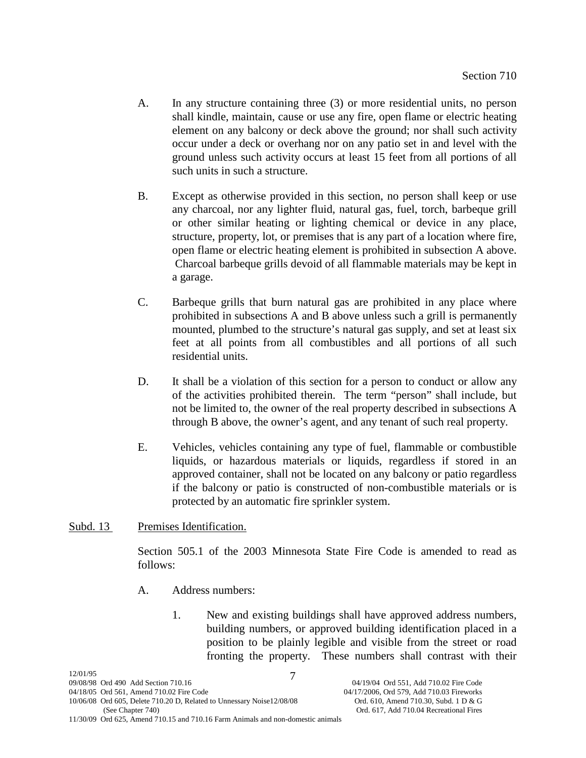A. In any structure containing three (3) or more residential units, no person shall kindle, maintain, cause or use any fire, open flame or electric heating element on any balcony or deck above the ground; nor shall such activity occur under a deck or overhang nor on any patio set in and level with the ground unless such activity occurs at least 15 feet from all portions of all such units in such a structure.

B. Except as otherwise provided in this section, no person shall keep or use any charcoal, nor any lighter fluid, natural gas, fuel, torch, barbeque grill or other similar heating or lighting chemical or device in any place, structure, property, lot, or premises that is any part of a location where fire, open flame or electric heating element is prohibited in subsection A above. Charcoal barbeque grills devoid of all flammable materials may be kept in a garage.

C. Barbeque grills that burn natural gas are prohibited in any place where prohibited in subsections A and B above unless such a grill is permanently mounted, plumbed to the structure's natural gas supply, and set at least six feet at all points from all combustibles and all portions of all such residential units.

D. It shall be a violation of this section for a person to conduct or allow any of the activities prohibited therein. The term "person" shall include, but not be limited to, the owner of the real property described in subsections A through B above, the owner's agent, and any tenant of such real property.

E. Vehicles, vehicles containing any type of fuel, flammable or combustible liquids, or hazardous materials or liquids, regardless if stored in an approved container, shall not be located on any balcony or patio regardless if the balcony or patio is constructed of non-combustible materials or is protected by an automatic fire sprinkler system.

Subd. 13 Premises Identification.

Section 505.1 of the 2003 Minnesota State Fire Code is amended to read as follows:

A. Address numbers:

1. New and existing buildings shall have approved address numbers, building numbers, or approved building identification placed in a position to be plainly legible and visible from the street or road fronting the property. These numbers shall contrast with their

12/01/95
09/08/98 Ord 490 Add Section 710.16
04/18/05 Ord 561, Amend 710.02 Fire Code
10/06/08 Ord 605, Delete 710.20 D, Related to Unnessary Noise (See Chapter 740)
11/30/09 Ord 625, Amend 710.15 and 710.16 Farm Animals and non-domestic animals
04/19/04 Ord 551, Add 710.02 Fire Code
04/17/2006, Ord 579, Add 710.03 Fireworks
12/08/08 Ord. 610, Amend 710.30, Subd. 1 D & G
Ord. 617, Add 710.04 Recreational Fires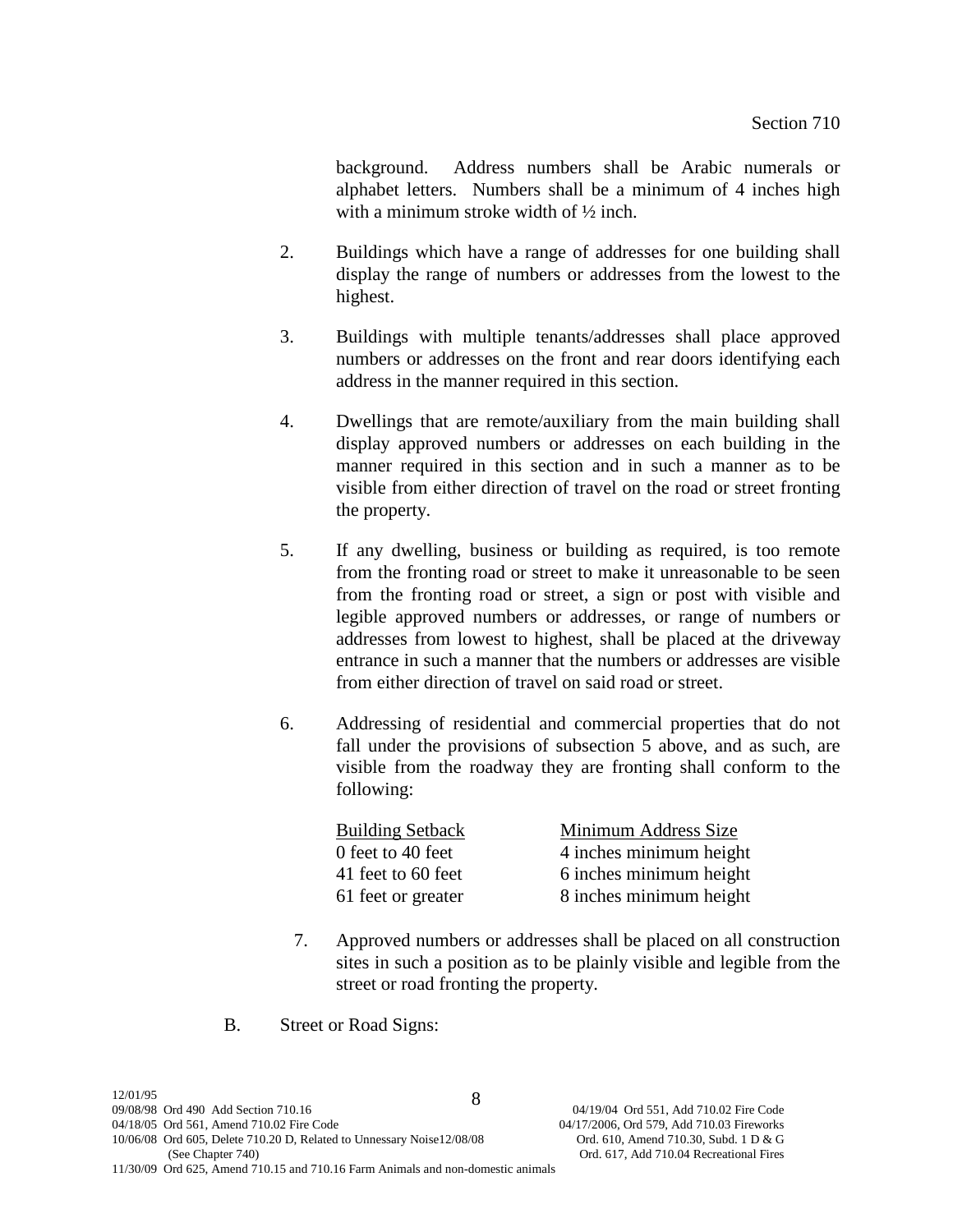background. Address numbers shall be Arabic numerals or alphabet letters. Numbers shall be a minimum of 4 inches high with a minimum stroke width of ½ inch.

2. Buildings which have a range of addresses for one building shall display the range of numbers or addresses from the lowest to the highest.

3. Buildings with multiple tenants/addresses shall place approved numbers or addresses on the front and rear doors identifying each address in the manner required in this section.

4. Dwellings that are remote/auxiliary from the main building shall display approved numbers or addresses on each building in the manner required in this section and in such a manner as to be visible from either direction of travel on the road or street fronting the property.

5. If any dwelling, business or building as required, is too remote from the fronting road or street to make it unreasonable to be seen from the fronting road or street, a sign or post with visible and legible approved numbers or addresses, or range of numbers or addresses from lowest to highest, shall be placed at the driveway entrance in such a manner that the numbers or addresses are visible from either direction of travel on said road or street.

6. Addressing of residential and commercial properties that do not fall under the provisions of subsection 5 above, and as such, are visible from the roadway they are fronting shall conform to the following:

| Building Setback | Minimum Address Size |
|---|---|
| 0 feet to 40 feet | 4 inches minimum height |
| 41 feet to 60 feet | 6 inches minimum height |
| 61 feet or greater | 8 inches minimum height |

7. Approved numbers or addresses shall be placed on all construction sites in such a position as to be plainly visible and legible from the street or road fronting the property.

B. Street or Road Signs:

12/01/95
09/08/98 Ord 490 Add Section 710.16
04/18/05 Ord 561, Amend 710.02 Fire Code
10/06/08 Ord 605, Delete 710.20 D, Related to Unnessary Noise12/08/08 (See Chapter 740)
11/30/09 Ord 625, Amend 710.15 and 710.16 Farm Animals and non-domestic animals
04/19/04 Ord 551, Add 710.02 Fire Code
04/17/2006, Ord 579, Add 710.03 Fireworks
Ord. 610, Amend 710.30, Subd. 1 D & G
Ord. 617, Add 710.04 Recreational Fires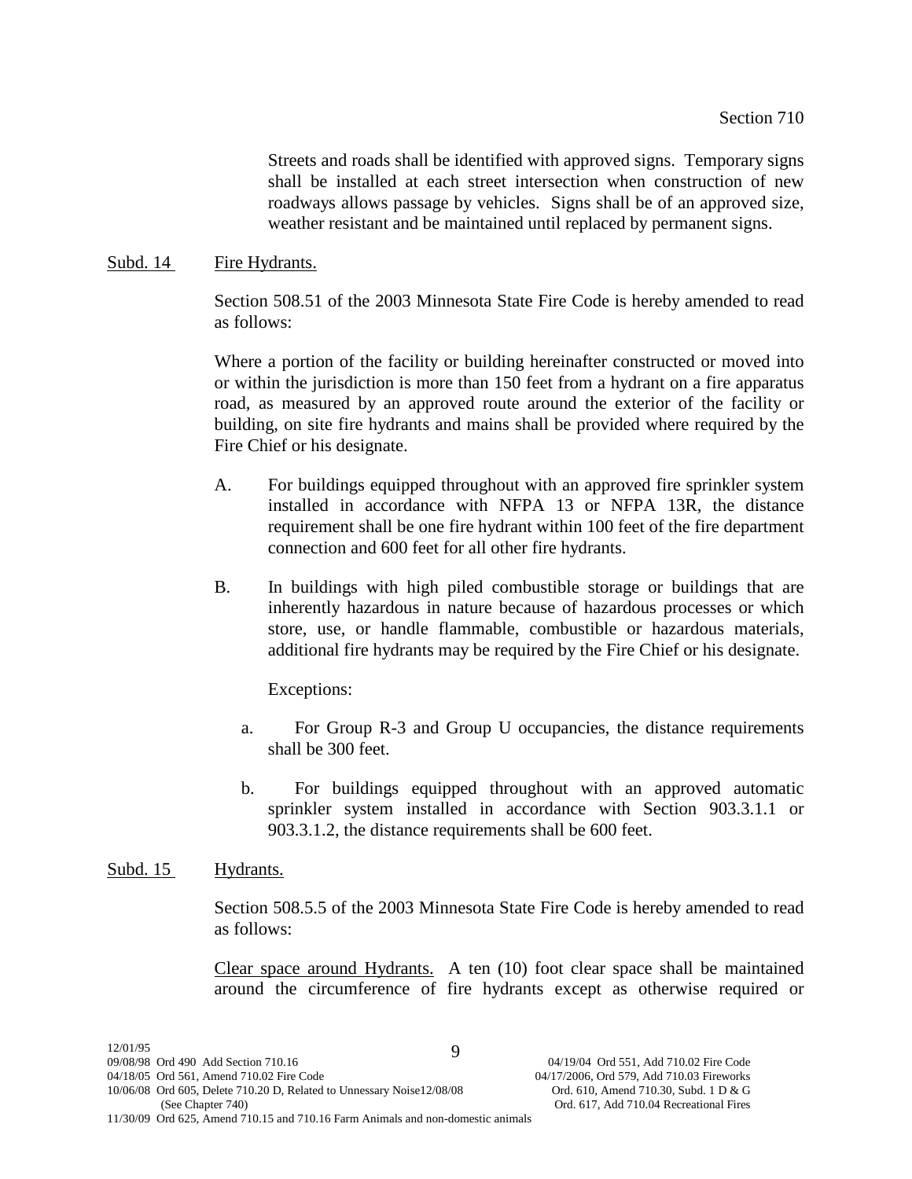Streets and roads shall be identified with approved signs. Temporary signs shall be installed at each street intersection when construction of new roadways allows passage by vehicles. Signs shall be of an approved size, weather resistant and be maintained until replaced by permanent signs.

Subd. 14 Fire Hydrants.

Section 508.51 of the 2003 Minnesota State Fire Code is hereby amended to read as follows:

Where a portion of the facility or building hereinafter constructed or moved into or within the jurisdiction is more than 150 feet from a hydrant on a fire apparatus road, as measured by an approved route around the exterior of the facility or building, on site fire hydrants and mains shall be provided where required by the Fire Chief or his designate.

A. For buildings equipped throughout with an approved fire sprinkler system installed in accordance with NFPA 13 or NFPA 13R, the distance requirement shall be one fire hydrant within 100 feet of the fire department connection and 600 feet for all other fire hydrants.

B. In buildings with high piled combustible storage or buildings that are inherently hazardous in nature because of hazardous processes or which store, use, or handle flammable, combustible or hazardous materials, additional fire hydrants may be required by the Fire Chief or his designate.

Exceptions:

a. For Group R-3 and Group U occupancies, the distance requirements shall be 300 feet.

b. For buildings equipped throughout with an approved automatic sprinkler system installed in accordance with Section 903.3.1.1 or 903.3.1.2, the distance requirements shall be 600 feet.

Subd. 15 Hydrants.

Section 508.5.5 of the 2003 Minnesota State Fire Code is hereby amended to read as follows:

Clear space around Hydrants. A ten (10) foot clear space shall be maintained around the circumference of fire hydrants except as otherwise required or

12/01/95
09/08/98 Ord 490 Add Section 710.16
04/18/05 Ord 561, Amend 710.02 Fire Code
10/06/08 Ord 605, Delete 710.20 D, Related to Unnessary Noise12/08/08 (See Chapter 740)
11/30/09 Ord 625, Amend 710.15 and 710.16 Farm Animals and non-domestic animals

04/19/04 Ord 551, Add 710.02 Fire Code
04/17/2006, Ord 579, Add 710.03 Fireworks
Ord. 610, Amend 710.30, Subd. 1 D & G
Ord. 617, Add 710.04 Recreational Fires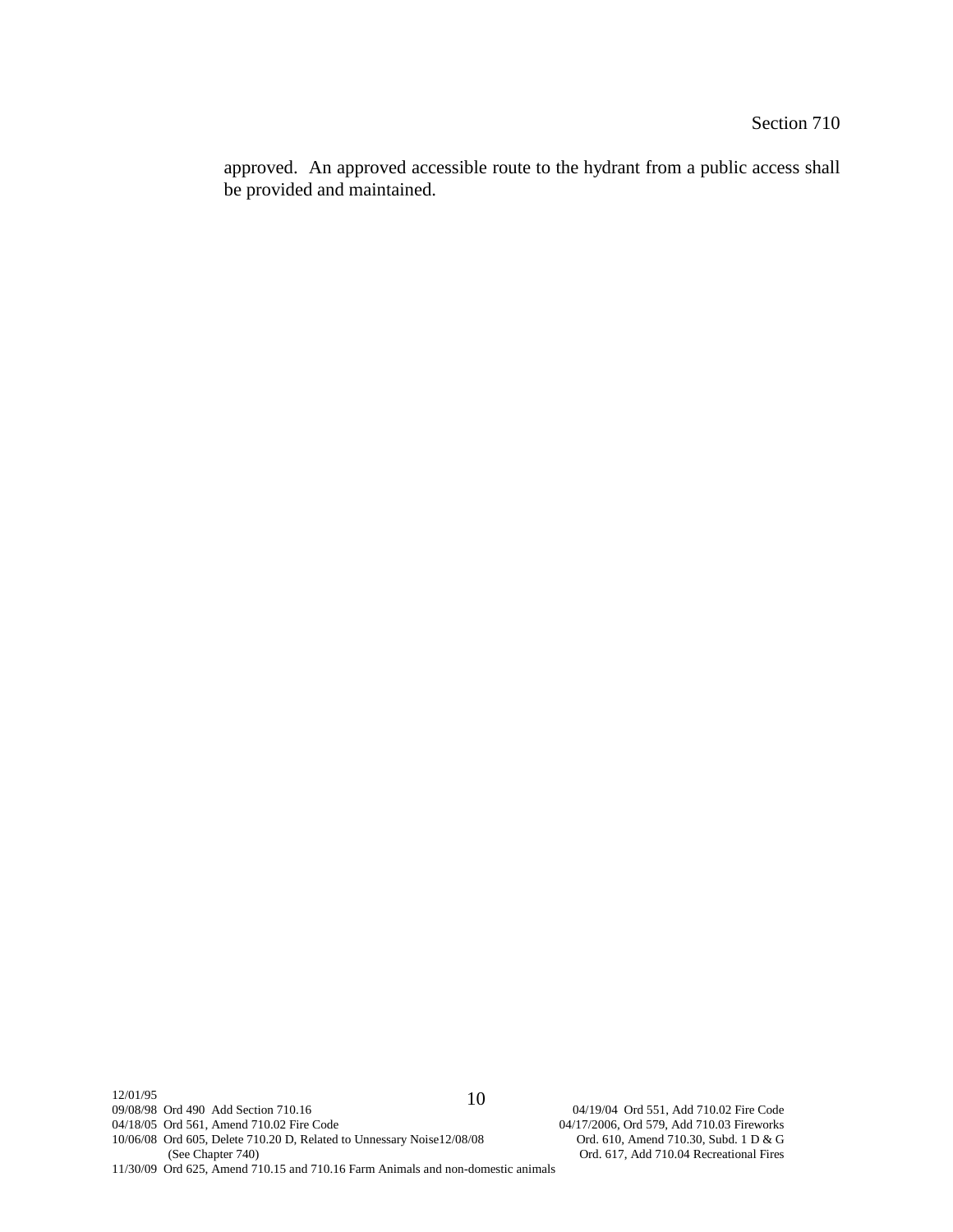approved. An approved accessible route to the hydrant from a public access shall be provided and maintained.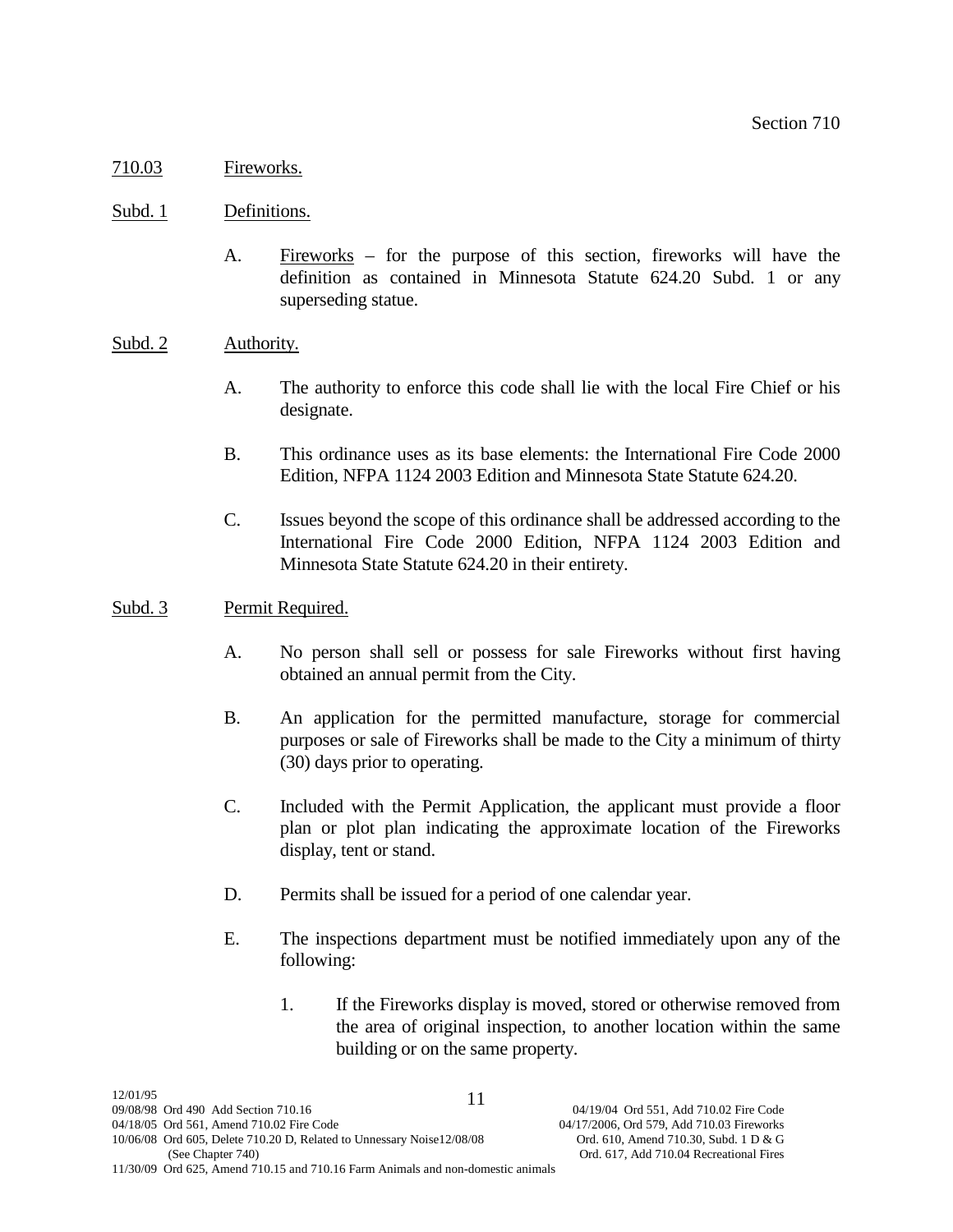## 710.03 Fireworks.

### Subd. 1 Definitions.

A. Fireworks – for the purpose of this section, fireworks will have the definition as contained in Minnesota Statute 624.20 Subd. 1 or any superseding statue.

### Subd. 2 Authority.

A. The authority to enforce this code shall lie with the local Fire Chief or his designate.

B. This ordinance uses as its base elements: the International Fire Code 2000 Edition, NFPA 1124 2003 Edition and Minnesota State Statute 624.20.

C. Issues beyond the scope of this ordinance shall be addressed according to the International Fire Code 2000 Edition, NFPA 1124 2003 Edition and Minnesota State Statute 624.20 in their entirety.

### Subd. 3 Permit Required.

A. No person shall sell or possess for sale Fireworks without first having obtained an annual permit from the City.

B. An application for the permitted manufacture, storage for commercial purposes or sale of Fireworks shall be made to the City a minimum of thirty (30) days prior to operating.

C. Included with the Permit Application, the applicant must provide a floor plan or plot plan indicating the approximate location of the Fireworks display, tent or stand.

D. Permits shall be issued for a period of one calendar year.

E. The inspections department must be notified immediately upon any of the following:

1. If the Fireworks display is moved, stored or otherwise removed from the area of original inspection, to another location within the same building or on the same property.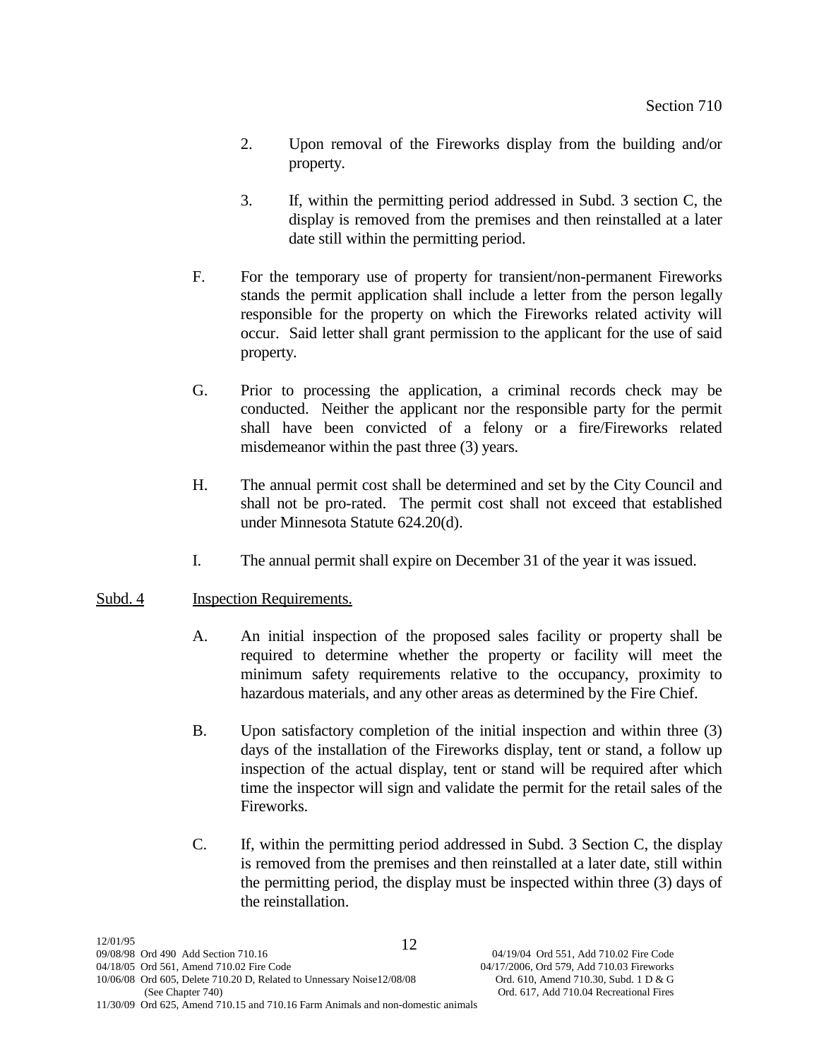2. Upon removal of the Fireworks display from the building and/or property.

3. If, within the permitting period addressed in Subd. 3 section C, the display is removed from the premises and then reinstalled at a later date still within the permitting period.

F. For the temporary use of property for transient/non-permanent Fireworks stands the permit application shall include a letter from the person legally responsible for the property on which the Fireworks related activity will occur. Said letter shall grant permission to the applicant for the use of said property.

G. Prior to processing the application, a criminal records check may be conducted. Neither the applicant nor the responsible party for the permit shall have been convicted of a felony or a fire/Fireworks related misdemeanor within the past three (3) years.

H. The annual permit cost shall be determined and set by the City Council and shall not be pro-rated. The permit cost shall not exceed that established under Minnesota Statute 624.20(d).

I. The annual permit shall expire on December 31 of the year it was issued.

<u>Subd. 4</u> <u>Inspection Requirements.</u>

A. An initial inspection of the proposed sales facility or property shall be required to determine whether the property or facility will meet the minimum safety requirements relative to the occupancy, proximity to hazardous materials, and any other areas as determined by the Fire Chief.

B. Upon satisfactory completion of the initial inspection and within three (3) days of the installation of the Fireworks display, tent or stand, a follow up inspection of the actual display, tent or stand will be required after which time the inspector will sign and validate the permit for the retail sales of the Fireworks.

C. If, within the permitting period addressed in Subd. 3 Section C, the display is removed from the premises and then reinstalled at a later date, still within the permitting period, the display must be inspected within three (3) days of the reinstallation.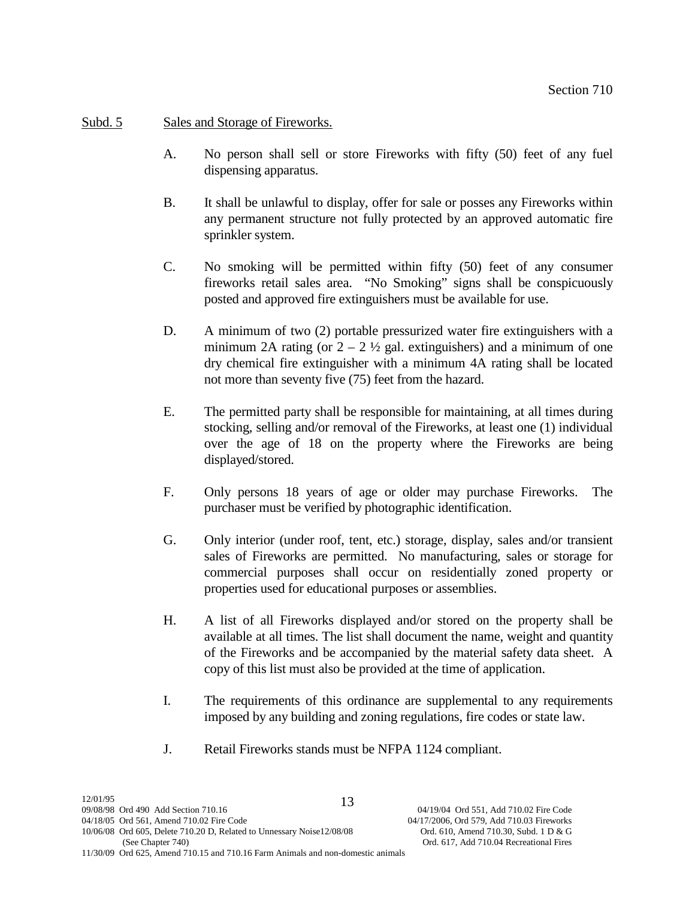Subd. 5 Sales and Storage of Fireworks.

A. No person shall sell or store Fireworks with fifty (50) feet of any fuel dispensing apparatus.

B. It shall be unlawful to display, offer for sale or posses any Fireworks within any permanent structure not fully protected by an approved automatic fire sprinkler system.

C. No smoking will be permitted within fifty (50) feet of any consumer fireworks retail sales area. "No Smoking" signs shall be conspicuously posted and approved fire extinguishers must be available for use.

D. A minimum of two (2) portable pressurized water fire extinguishers with a minimum 2A rating (or 2 – 2 ½ gal. extinguishers) and a minimum of one dry chemical fire extinguisher with a minimum 4A rating shall be located not more than seventy five (75) feet from the hazard.

E. The permitted party shall be responsible for maintaining, at all times during stocking, selling and/or removal of the Fireworks, at least one (1) individual over the age of 18 on the property where the Fireworks are being displayed/stored.

F. Only persons 18 years of age or older may purchase Fireworks. The purchaser must be verified by photographic identification.

G. Only interior (under roof, tent, etc.) storage, display, sales and/or transient sales of Fireworks are permitted. No manufacturing, sales or storage for commercial purposes shall occur on residentially zoned property or properties used for educational purposes or assemblies.

H. A list of all Fireworks displayed and/or stored on the property shall be available at all times. The list shall document the name, weight and quantity of the Fireworks and be accompanied by the material safety data sheet. A copy of this list must also be provided at the time of application.

I. The requirements of this ordinance are supplemental to any requirements imposed by any building and zoning regulations, fire codes or state law.

J. Retail Fireworks stands must be NFPA 1124 compliant.

12/01/95
09/08/98 Ord 490 Add Section 710.16
04/18/05 Ord 561, Amend 710.02 Fire Code
10/06/08 Ord 605, Delete 710.20 D, Related to Unnessary Noise (See Chapter 740)
11/30/09 Ord 625, Amend 710.15 and 710.16 Farm Animals and non-domestic animals
04/19/04 Ord 551, Add 710.02 Fire Code
04/17/2006, Ord 579, Add 710.03 Fireworks
12/08/08 Ord. 610, Amend 710.30, Subd. 1 D & G
Ord. 617, Add 710.04 Recreational Fires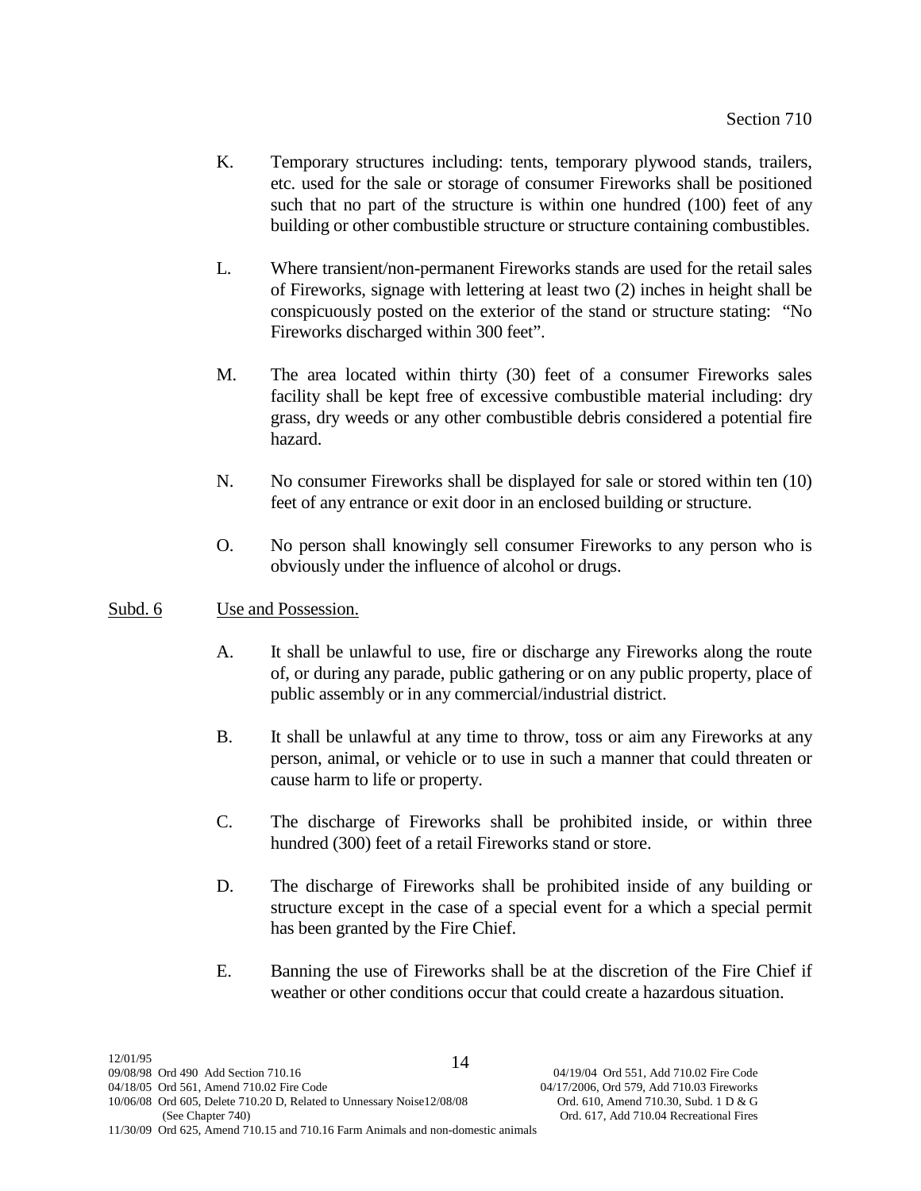K. Temporary structures including: tents, temporary plywood stands, trailers, etc. used for the sale or storage of consumer Fireworks shall be positioned such that no part of the structure is within one hundred (100) feet of any building or other combustible structure or structure containing combustibles.

L. Where transient/non-permanent Fireworks stands are used for the retail sales of Fireworks, signage with lettering at least two (2) inches in height shall be conspicuously posted on the exterior of the stand or structure stating: "No Fireworks discharged within 300 feet".

M. The area located within thirty (30) feet of a consumer Fireworks sales facility shall be kept free of excessive combustible material including: dry grass, dry weeds or any other combustible debris considered a potential fire hazard.

N. No consumer Fireworks shall be displayed for sale or stored within ten (10) feet of any entrance or exit door in an enclosed building or structure.

O. No person shall knowingly sell consumer Fireworks to any person who is obviously under the influence of alcohol or drugs.

<u>Subd. 6</u> <u>Use and Possession.</u>

A. It shall be unlawful to use, fire or discharge any Fireworks along the route of, or during any parade, public gathering or on any public property, place of public assembly or in any commercial/industrial district.

B. It shall be unlawful at any time to throw, toss or aim any Fireworks at any person, animal, or vehicle or to use in such a manner that could threaten or cause harm to life or property.

C. The discharge of Fireworks shall be prohibited inside, or within three hundred (300) feet of a retail Fireworks stand or store.

D. The discharge of Fireworks shall be prohibited inside of any building or structure except in the case of a special event for a which a special permit has been granted by the Fire Chief.

E. Banning the use of Fireworks shall be at the discretion of the Fire Chief if weather or other conditions occur that could create a hazardous situation.

12/01/95
09/08/98 Ord 490 Add Section 710.16
04/18/05 Ord 561, Amend 710.02 Fire Code
10/06/08 Ord 605, Delete 710.20 D, Related to Unnessary Noise12/08/08
(See Chapter 740)
11/30/09 Ord 625, Amend 710.15 and 710.16 Farm Animals and non-domestic animals

04/19/04 Ord 551, Add 710.02 Fire Code
04/17/2006, Ord 579, Add 710.03 Fireworks
Ord. 610, Amend 710.30, Subd. 1 D & G
Ord. 617, Add 710.04 Recreational Fires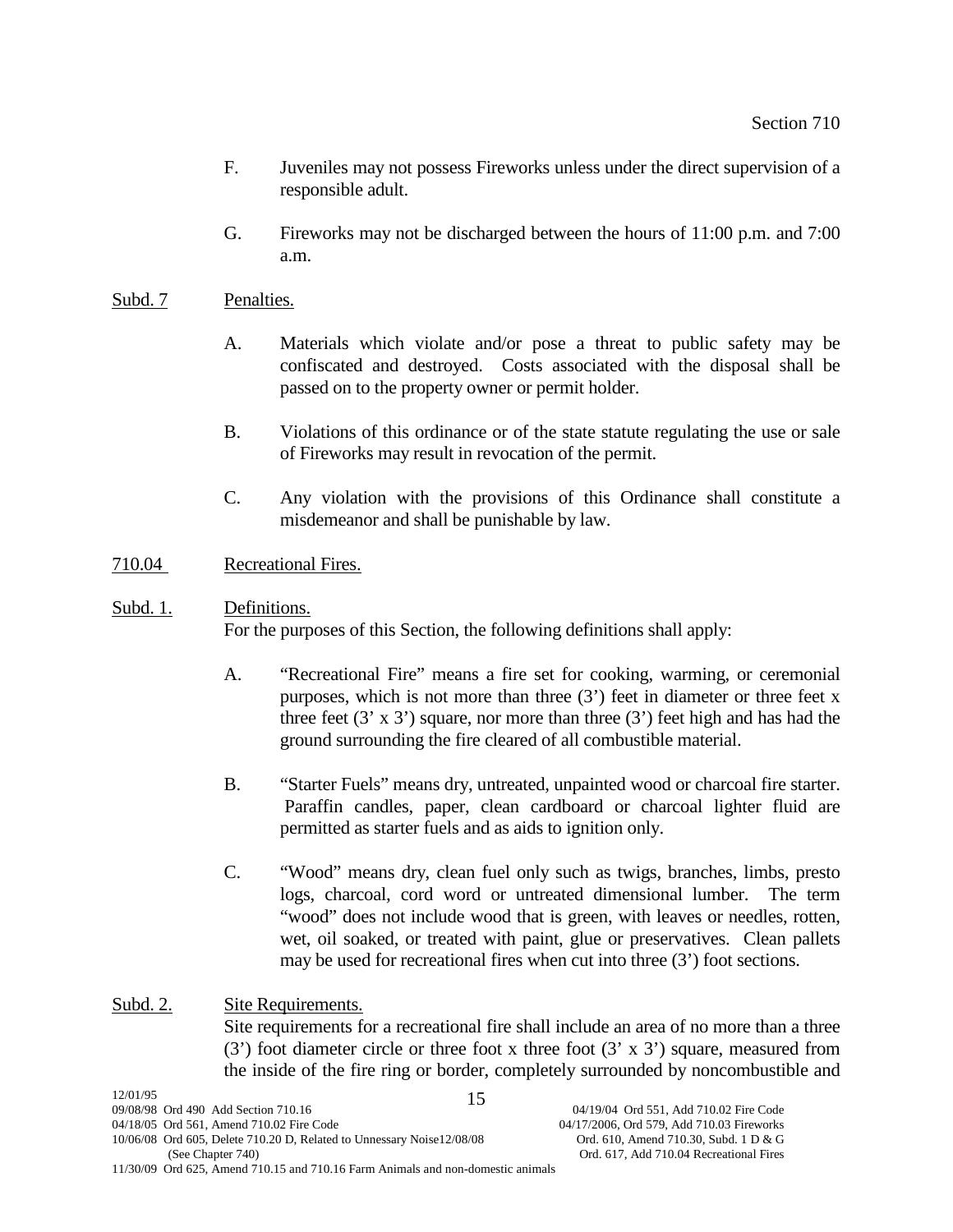F. Juveniles may not possess Fireworks unless under the direct supervision of a responsible adult.

G. Fireworks may not be discharged between the hours of 11:00 p.m. and 7:00 a.m.

Subd. 7 Penalties.

A. Materials which violate and/or pose a threat to public safety may be confiscated and destroyed. Costs associated with the disposal shall be passed on to the property owner or permit holder.

B. Violations of this ordinance or of the state statute regulating the use or sale of Fireworks may result in revocation of the permit.

C. Any violation with the provisions of this Ordinance shall constitute a misdemeanor and shall be punishable by law.

## 710.04 Recreational Fires.

Subd. 1. Definitions.
For the purposes of this Section, the following definitions shall apply:

A. "Recreational Fire" means a fire set for cooking, warming, or ceremonial purposes, which is not more than three (3') feet in diameter or three feet x three feet (3' x 3') square, nor more than three (3') feet high and has had the ground surrounding the fire cleared of all combustible material.

B. "Starter Fuels" means dry, untreated, unpainted wood or charcoal fire starter. Paraffin candles, paper, clean cardboard or charcoal lighter fluid are permitted as starter fuels and as aids to ignition only.

C. "Wood" means dry, clean fuel only such as twigs, branches, limbs, presto logs, charcoal, cord word or untreated dimensional lumber. The term "wood" does not include wood that is green, with leaves or needles, rotten, wet, oil soaked, or treated with paint, glue or preservatives. Clean pallets may be used for recreational fires when cut into three (3') foot sections.

Subd. 2. Site Requirements.
Site requirements for a recreational fire shall include an area of no more than a three (3') foot diameter circle or three foot x three foot (3' x 3') square, measured from the inside of the fire ring or border, completely surrounded by noncombustible and

12/01/95
09/08/98 Ord 490 Add Section 710.16
04/18/05 Ord 561, Amend 710.02 Fire Code
10/06/08 Ord 605, Delete 710.20 D, Related to Unnessary Noise12/08/08 (See Chapter 740)
11/30/09 Ord 625, Amend 710.15 and 710.16 Farm Animals and non-domestic animals
04/19/04 Ord 551, Add 710.02 Fire Code
04/17/2006, Ord 579, Add 710.03 Fireworks
Ord. 610, Amend 710.30, Subd. 1 D & G
Ord. 617, Add 710.04 Recreational Fires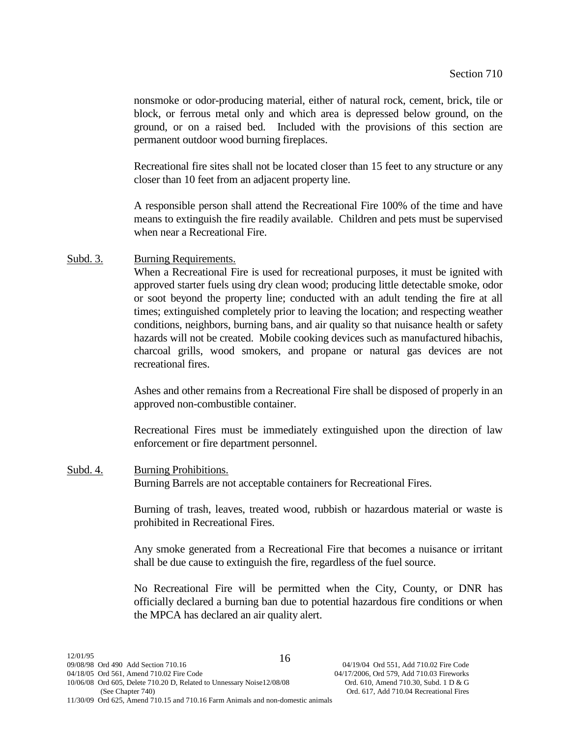nonsmoke or odor-producing material, either of natural rock, cement, brick, tile or block, or ferrous metal only and which area is depressed below ground, on the ground, or on a raised bed. Included with the provisions of this section are permanent outdoor wood burning fireplaces.

Recreational fire sites shall not be located closer than 15 feet to any structure or any closer than 10 feet from an adjacent property line.

A responsible person shall attend the Recreational Fire 100% of the time and have means to extinguish the fire readily available. Children and pets must be supervised when near a Recreational Fire.

Subd. 3. Burning Requirements.

When a Recreational Fire is used for recreational purposes, it must be ignited with approved starter fuels using dry clean wood; producing little detectable smoke, odor or soot beyond the property line; conducted with an adult tending the fire at all times; extinguished completely prior to leaving the location; and respecting weather conditions, neighbors, burning bans, and air quality so that nuisance health or safety hazards will not be created. Mobile cooking devices such as manufactured hibachis, charcoal grills, wood smokers, and propane or natural gas devices are not recreational fires.

Ashes and other remains from a Recreational Fire shall be disposed of properly in an approved non-combustible container.

Recreational Fires must be immediately extinguished upon the direction of law enforcement or fire department personnel.

Subd. 4. Burning Prohibitions.

Burning Barrels are not acceptable containers for Recreational Fires.

Burning of trash, leaves, treated wood, rubbish or hazardous material or waste is prohibited in Recreational Fires.

Any smoke generated from a Recreational Fire that becomes a nuisance or irritant shall be due cause to extinguish the fire, regardless of the fuel source.

No Recreational Fire will be permitted when the City, County, or DNR has officially declared a burning ban due to potential hazardous fire conditions or when the MPCA has declared an air quality alert.

12/01/95
09/08/98 Ord 490 Add Section 710.16
04/18/05 Ord 561, Amend 710.02 Fire Code
10/06/08 Ord 605, Delete 710.20 D, Related to Unnessary Noise (See Chapter 740)
12/08/08 Ord. 610, Amend 710.30, Subd. 1 D & G
11/30/09 Ord 625, Amend 710.15 and 710.16 Farm Animals and non-domestic animals
04/19/04 Ord 551, Add 710.02 Fire Code
04/17/2006, Ord 579, Add 710.03 Fireworks
Ord. 617, Add 710.04 Recreational Fires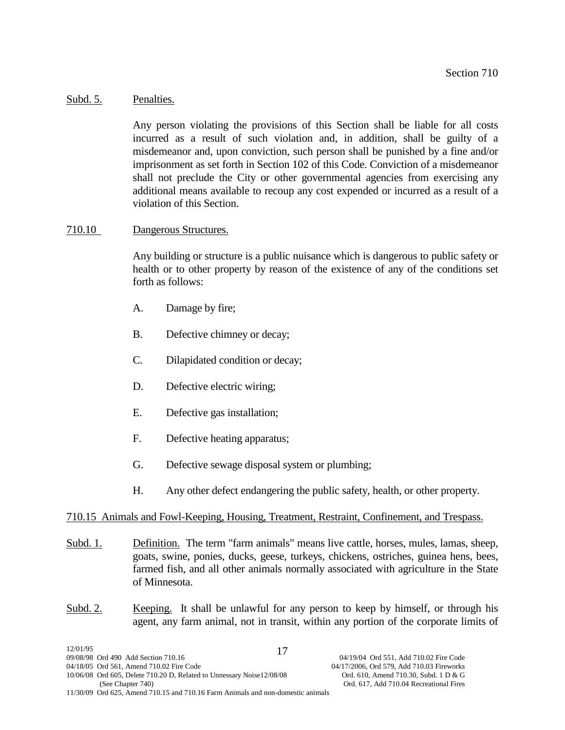Subd. 5. Penalties.

Any person violating the provisions of this Section shall be liable for all costs incurred as a result of such violation and, in addition, shall be guilty of a misdemeanor and, upon conviction, such person shall be punished by a fine and/or imprisonment as set forth in Section 102 of this Code. Conviction of a misdemeanor shall not preclude the City or other governmental agencies from exercising any additional means available to recoup any cost expended or incurred as a result of a violation of this Section.

## 710.10 Dangerous Structures.

Any building or structure is a public nuisance which is dangerous to public safety or health or to other property by reason of the existence of any of the conditions set forth as follows:

A. Damage by fire;

B. Defective chimney or decay;

C. Dilapidated condition or decay;

D. Defective electric wiring;

E. Defective gas installation;

F. Defective heating apparatus;

G. Defective sewage disposal system or plumbing;

H. Any other defect endangering the public safety, health, or other property.

## 710.15 Animals and Fowl-Keeping, Housing, Treatment, Restraint, Confinement, and Trespass.

Subd. 1. Definition. The term "farm animals" means live cattle, horses, mules, lamas, sheep, goats, swine, ponies, ducks, geese, turkeys, chickens, ostriches, guinea hens, bees, farmed fish, and all other animals normally associated with agriculture in the State of Minnesota.

Subd. 2. Keeping. It shall be unlawful for any person to keep by himself, or through his agent, any farm animal, not in transit, within any portion of the corporate limits of

12/01/95
09/08/98 Ord 490 Add Section 710.16
04/18/05 Ord 561, Amend 710.02 Fire Code
10/06/08 Ord 605, Delete 710.20 D, Related to Unnessary Noise (See Chapter 740)
12/08/08 Ord. 610, Amend 710.30, Subd. 1 D & G
Ord. 617, Add 710.04 Recreational Fires
04/19/04 Ord 551, Add 710.02 Fire Code
04/17/2006, Ord 579, Add 710.03 Fireworks
11/30/09 Ord 625, Amend 710.15 and 710.16 Farm Animals and non-domestic animals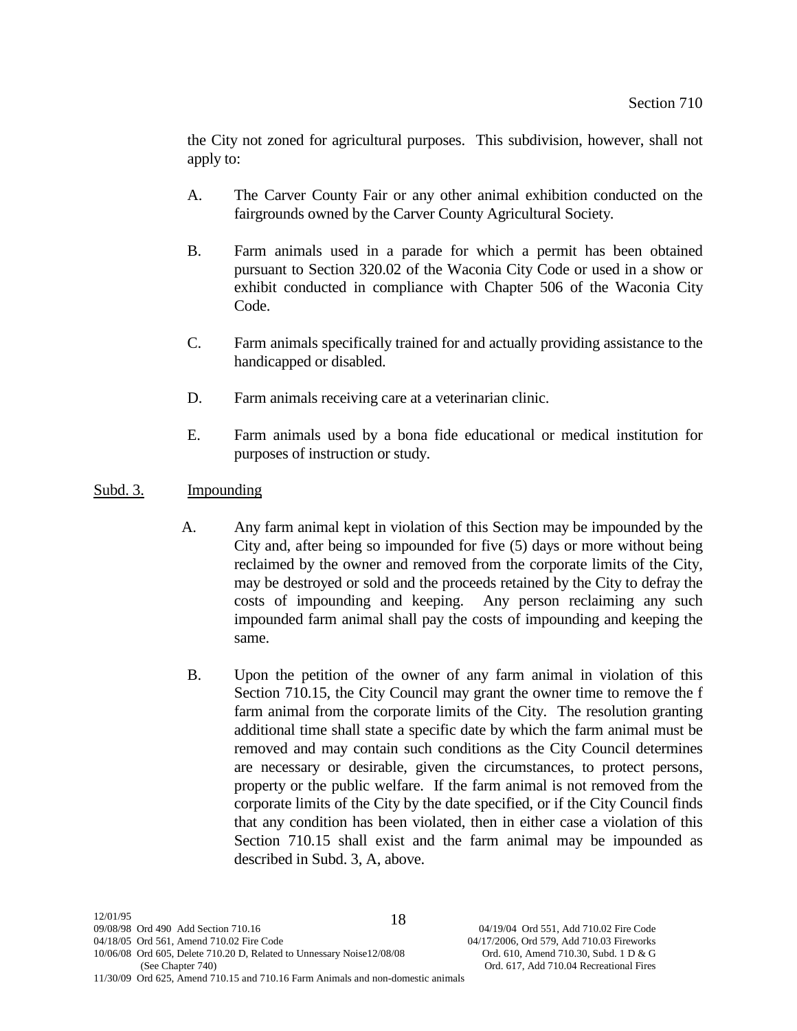the City not zoned for agricultural purposes. This subdivision, however, shall not apply to:

A. The Carver County Fair or any other animal exhibition conducted on the fairgrounds owned by the Carver County Agricultural Society.

B. Farm animals used in a parade for which a permit has been obtained pursuant to Section 320.02 of the Waconia City Code or used in a show or exhibit conducted in compliance with Chapter 506 of the Waconia City Code.

C. Farm animals specifically trained for and actually providing assistance to the handicapped or disabled.

D. Farm animals receiving care at a veterinarian clinic.

E. Farm animals used by a bona fide educational or medical institution for purposes of instruction or study.

Subd. 3. Impounding

A. Any farm animal kept in violation of this Section may be impounded by the City and, after being so impounded for five (5) days or more without being reclaimed by the owner and removed from the corporate limits of the City, may be destroyed or sold and the proceeds retained by the City to defray the costs of impounding and keeping. Any person reclaiming any such impounded farm animal shall pay the costs of impounding and keeping the same.

B. Upon the petition of the owner of any farm animal in violation of this Section 710.15, the City Council may grant the owner time to remove the f farm animal from the corporate limits of the City. The resolution granting additional time shall state a specific date by which the farm animal must be removed and may contain such conditions as the City Council determines are necessary or desirable, given the circumstances, to protect persons, property or the public welfare. If the farm animal is not removed from the corporate limits of the City by the date specified, or if the City Council finds that any condition has been violated, then in either case a violation of this Section 710.15 shall exist and the farm animal may be impounded as described in Subd. 3, A, above.

12/01/95
09/08/98 Ord 490 Add Section 710.16
04/18/05 Ord 561, Amend 710.02 Fire Code
10/06/08 Ord 605, Delete 710.20 D, Related to Unnessary Noise12/08/08 (See Chapter 740)
11/30/09 Ord 625, Amend 710.15 and 710.16 Farm Animals and non-domestic animals
04/19/04 Ord 551, Add 710.02 Fire Code
04/17/2006, Ord 579, Add 710.03 Fireworks
Ord. 610, Amend 710.30, Subd. 1 D & G
Ord. 617, Add 710.04 Recreational Fires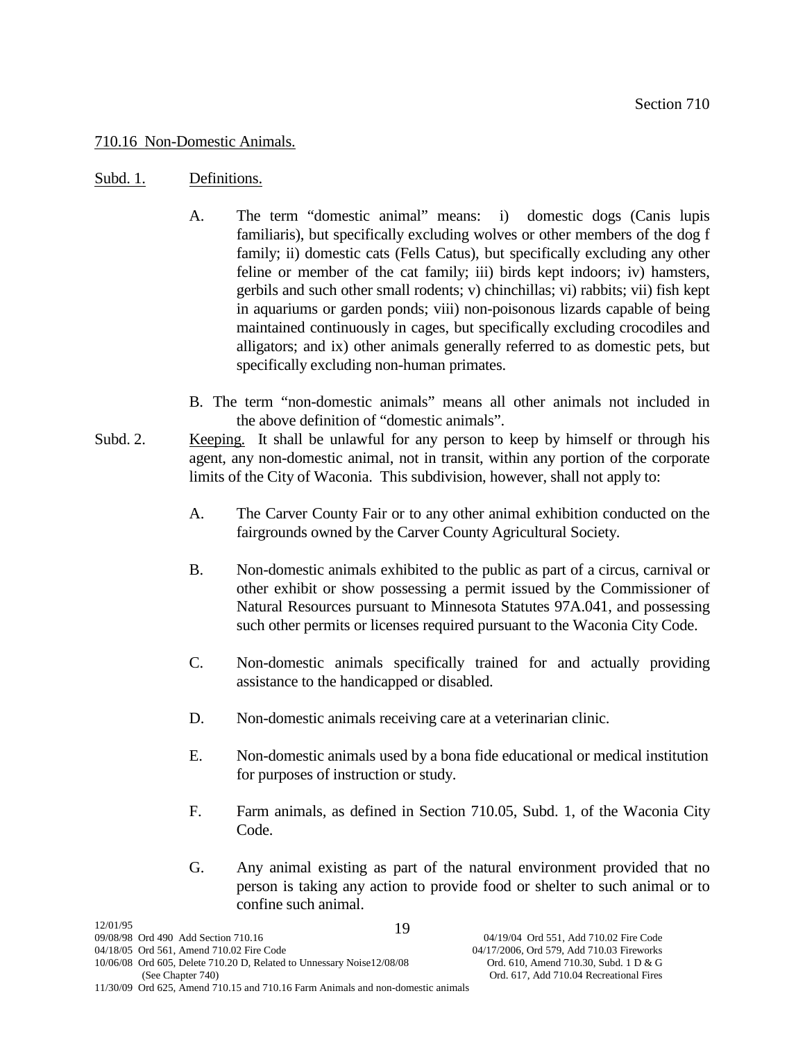## 710.16 Non-Domestic Animals.

Subd. 1. Definitions.

A. The term "domestic animal" means: i) domestic dogs (Canis lupis familiaris), but specifically excluding wolves or other members of the dog f family; ii) domestic cats (Fells Catus), but specifically excluding any other feline or member of the cat family; iii) birds kept indoors; iv) hamsters, gerbils and such other small rodents; v) chinchillas; vi) rabbits; vii) fish kept in aquariums or garden ponds; viii) non-poisonous lizards capable of being maintained continuously in cages, but specifically excluding crocodiles and alligators; and ix) other animals generally referred to as domestic pets, but specifically excluding non-human primates.

B. The term "non-domestic animals" means all other animals not included in the above definition of "domestic animals".

Subd. 2. Keeping. It shall be unlawful for any person to keep by himself or through his agent, any non-domestic animal, not in transit, within any portion of the corporate limits of the City of Waconia. This subdivision, however, shall not apply to:

A. The Carver County Fair or to any other animal exhibition conducted on the fairgrounds owned by the Carver County Agricultural Society.

B. Non-domestic animals exhibited to the public as part of a circus, carnival or other exhibit or show possessing a permit issued by the Commissioner of Natural Resources pursuant to Minnesota Statutes 97A.041, and possessing such other permits or licenses required pursuant to the Waconia City Code.

C. Non-domestic animals specifically trained for and actually providing assistance to the handicapped or disabled.

D. Non-domestic animals receiving care at a veterinarian clinic.

E. Non-domestic animals used by a bona fide educational or medical institution for purposes of instruction or study.

F. Farm animals, as defined in Section 710.05, Subd. 1, of the Waconia City Code.

G. Any animal existing as part of the natural environment provided that no person is taking any action to provide food or shelter to such animal or to confine such animal.

12/01/95
09/08/98 Ord 490 Add Section 710.16
04/18/05 Ord 561, Amend 710.02 Fire Code
10/06/08 Ord 605, Delete 710.20 D, Related to Unnessary Noise12/08/08 (See Chapter 740)
11/30/09 Ord 625, Amend 710.15 and 710.16 Farm Animals and non-domestic animals
04/19/04 Ord 551, Add 710.02 Fire Code
04/17/2006, Ord 579, Add 710.03 Fireworks
Ord. 610, Amend 710.30, Subd. 1 D & G
Ord. 617, Add 710.04 Recreational Fires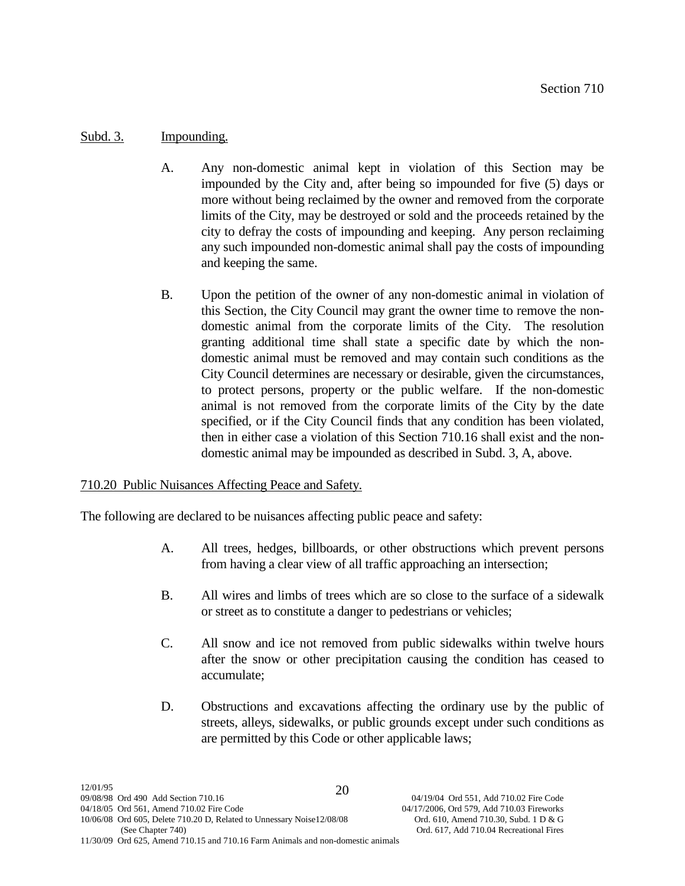Subd. 3. Impounding.

A. Any non-domestic animal kept in violation of this Section may be impounded by the City and, after being so impounded for five (5) days or more without being reclaimed by the owner and removed from the corporate limits of the City, may be destroyed or sold and the proceeds retained by the city to defray the costs of impounding and keeping. Any person reclaiming any such impounded non-domestic animal shall pay the costs of impounding and keeping the same.

B. Upon the petition of the owner of any non-domestic animal in violation of this Section, the City Council may grant the owner time to remove the non-domestic animal from the corporate limits of the City. The resolution granting additional time shall state a specific date by which the non-domestic animal must be removed and may contain such conditions as the City Council determines are necessary or desirable, given the circumstances, to protect persons, property or the public welfare. If the non-domestic animal is not removed from the corporate limits of the City by the date specified, or if the City Council finds that any condition has been violated, then in either case a violation of this Section 710.16 shall exist and the non-domestic animal may be impounded as described in Subd. 3, A, above.

## 710.20 Public Nuisances Affecting Peace and Safety.

The following are declared to be nuisances affecting public peace and safety:

A. All trees, hedges, billboards, or other obstructions which prevent persons from having a clear view of all traffic approaching an intersection;

B. All wires and limbs of trees which are so close to the surface of a sidewalk or street as to constitute a danger to pedestrians or vehicles;

C. All snow and ice not removed from public sidewalks within twelve hours after the snow or other precipitation causing the condition has ceased to accumulate;

D. Obstructions and excavations affecting the ordinary use by the public of streets, alleys, sidewalks, or public grounds except under such conditions as are permitted by this Code or other applicable laws;

12/01/95
09/08/98 Ord 490 Add Section 710.16
04/18/05 Ord 561, Amend 710.02 Fire Code
10/06/08 Ord 605, Delete 710.20 D, Related to Unnessary Noise (See Chapter 740)
11/30/09 Ord 625, Amend 710.15 and 710.16 Farm Animals and non-domestic animals
04/19/04 Ord 551, Add 710.02 Fire Code
04/17/2006, Ord 579, Add 710.03 Fireworks
12/08/08 Ord. 610, Amend 710.30, Subd. 1 D & G
Ord. 617, Add 710.04 Recreational Fires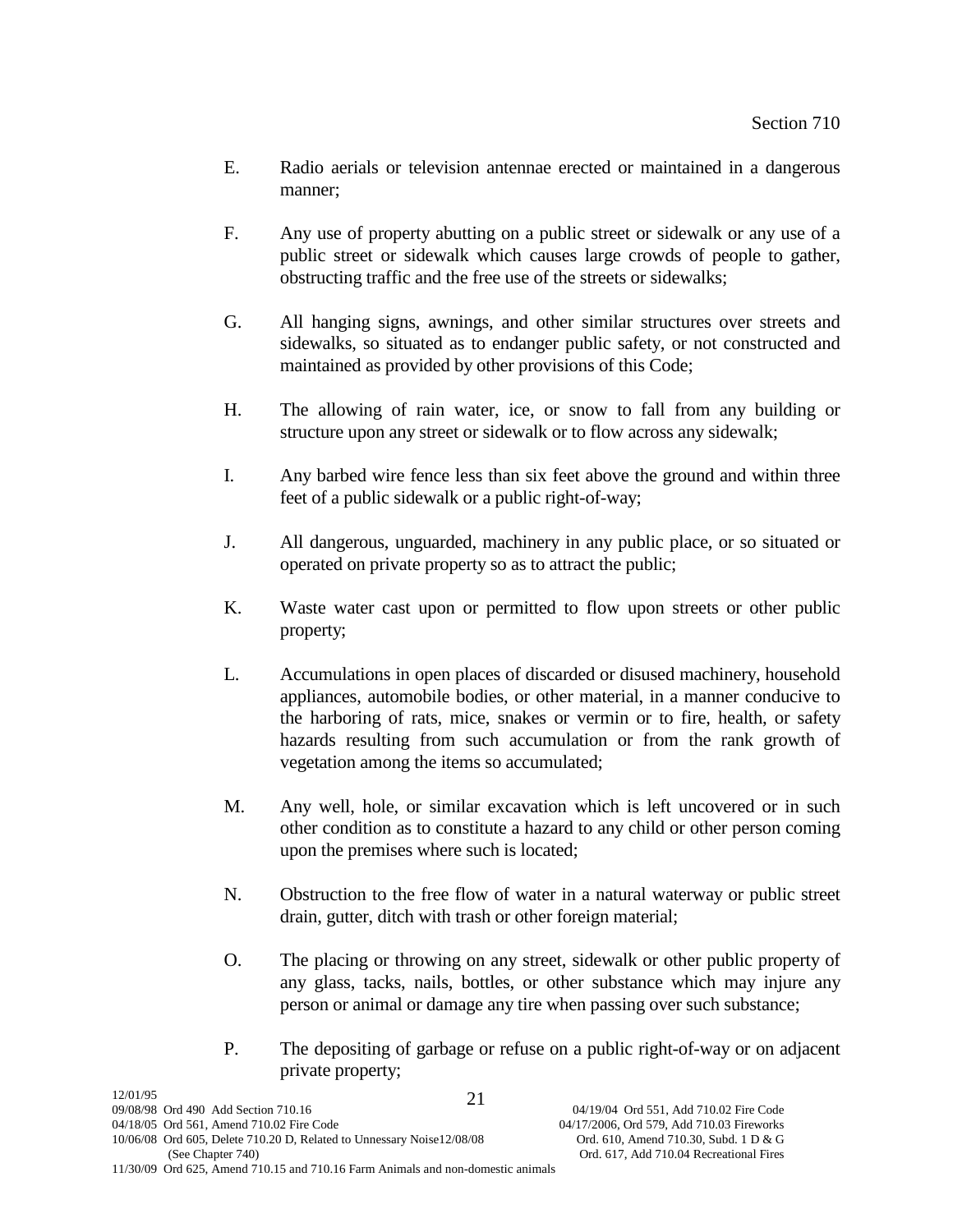E. Radio aerials or television antennae erected or maintained in a dangerous manner;

F. Any use of property abutting on a public street or sidewalk or any use of a public street or sidewalk which causes large crowds of people to gather, obstructing traffic and the free use of the streets or sidewalks;

G. All hanging signs, awnings, and other similar structures over streets and sidewalks, so situated as to endanger public safety, or not constructed and maintained as provided by other provisions of this Code;

H. The allowing of rain water, ice, or snow to fall from any building or structure upon any street or sidewalk or to flow across any sidewalk;

I. Any barbed wire fence less than six feet above the ground and within three feet of a public sidewalk or a public right-of-way;

J. All dangerous, unguarded, machinery in any public place, or so situated or operated on private property so as to attract the public;

K. Waste water cast upon or permitted to flow upon streets or other public property;

L. Accumulations in open places of discarded or disused machinery, household appliances, automobile bodies, or other material, in a manner conducive to the harboring of rats, mice, snakes or vermin or to fire, health, or safety hazards resulting from such accumulation or from the rank growth of vegetation among the items so accumulated;

M. Any well, hole, or similar excavation which is left uncovered or in such other condition as to constitute a hazard to any child or other person coming upon the premises where such is located;

N. Obstruction to the free flow of water in a natural waterway or public street drain, gutter, ditch with trash or other foreign material;

O. The placing or throwing on any street, sidewalk or other public property of any glass, tacks, nails, bottles, or other substance which may injure any person or animal or damage any tire when passing over such substance;

P. The depositing of garbage or refuse on a public right-of-way or on adjacent private property;

12/01/95
09/08/98 Ord 490 Add Section 710.16
04/18/05 Ord 561, Amend 710.02 Fire Code
10/06/08 Ord 605, Delete 710.20 D, Related to Unnessary Noise (See Chapter 740)
11/30/09 Ord 625, Amend 710.15 and 710.16 Farm Animals and non-domestic animals
04/19/04 Ord 551, Add 710.02 Fire Code
04/17/2006, Ord 579, Add 710.03 Fireworks
12/08/08 Ord. 610, Amend 710.30, Subd. 1 D & G
Ord. 617, Add 710.04 Recreational Fires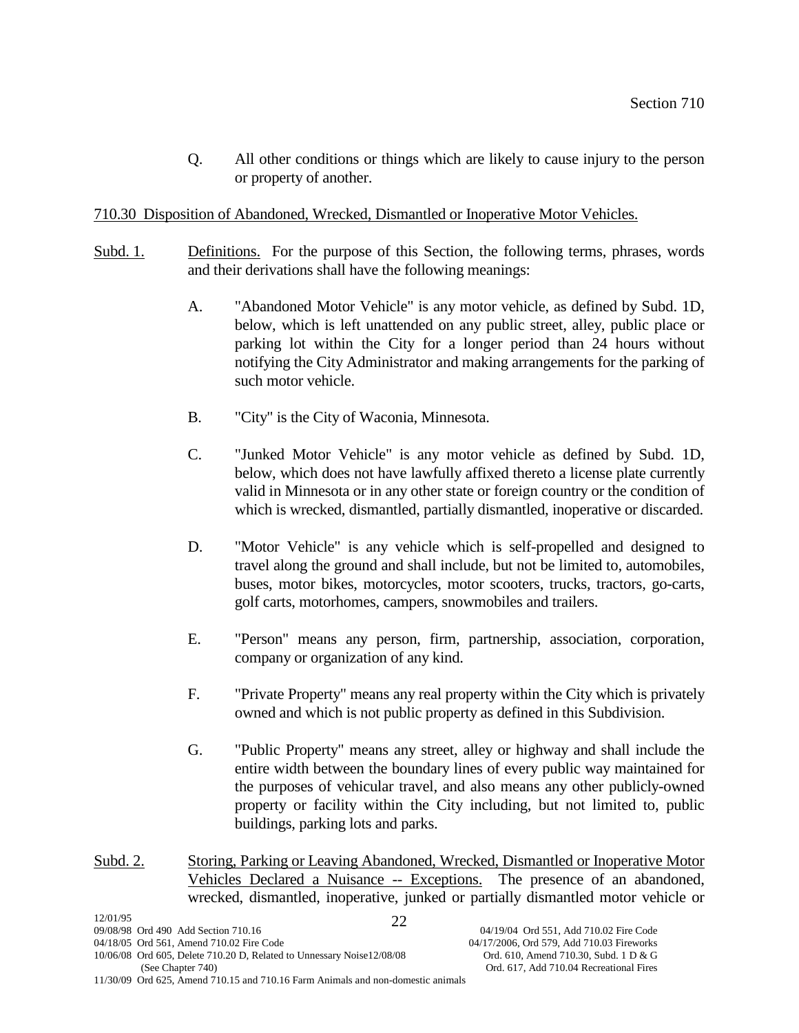Q. All other conditions or things which are likely to cause injury to the person or property of another.

710.30 Disposition of Abandoned, Wrecked, Dismantled or Inoperative Motor Vehicles.

Subd. 1. Definitions. For the purpose of this Section, the following terms, phrases, words and their derivations shall have the following meanings:

A. "Abandoned Motor Vehicle" is any motor vehicle, as defined by Subd. 1D, below, which is left unattended on any public street, alley, public place or parking lot within the City for a longer period than 24 hours without notifying the City Administrator and making arrangements for the parking of such motor vehicle.

B. "City" is the City of Waconia, Minnesota.

C. "Junked Motor Vehicle" is any motor vehicle as defined by Subd. 1D, below, which does not have lawfully affixed thereto a license plate currently valid in Minnesota or in any other state or foreign country or the condition of which is wrecked, dismantled, partially dismantled, inoperative or discarded.

D. "Motor Vehicle" is any vehicle which is self-propelled and designed to travel along the ground and shall include, but not be limited to, automobiles, buses, motor bikes, motorcycles, motor scooters, trucks, tractors, go-carts, golf carts, motorhomes, campers, snowmobiles and trailers.

E. "Person" means any person, firm, partnership, association, corporation, company or organization of any kind.

F. "Private Property" means any real property within the City which is privately owned and which is not public property as defined in this Subdivision.

G. "Public Property" means any street, alley or highway and shall include the entire width between the boundary lines of every public way maintained for the purposes of vehicular travel, and also means any other publicly-owned property or facility within the City including, but not limited to, public buildings, parking lots and parks.

Subd. 2. Storing, Parking or Leaving Abandoned, Wrecked, Dismantled or Inoperative Motor Vehicles Declared a Nuisance -- Exceptions. The presence of an abandoned, wrecked, dismantled, inoperative, junked or partially dismantled motor vehicle or

12/01/95
09/08/98 Ord 490 Add Section 710.16
04/18/05 Ord 561, Amend 710.02 Fire Code
10/06/08 Ord 605, Delete 710.20 D, Related to Unnessary Noise (See Chapter 740)
11/30/09 Ord 625, Amend 710.15 and 710.16 Farm Animals and non-domestic animals
04/19/04 Ord 551, Add 710.02 Fire Code
04/17/2006, Ord 579, Add 710.03 Fireworks
12/08/08 Ord. 610, Amend 710.30, Subd. 1 D & G
Ord. 617, Add 710.04 Recreational Fires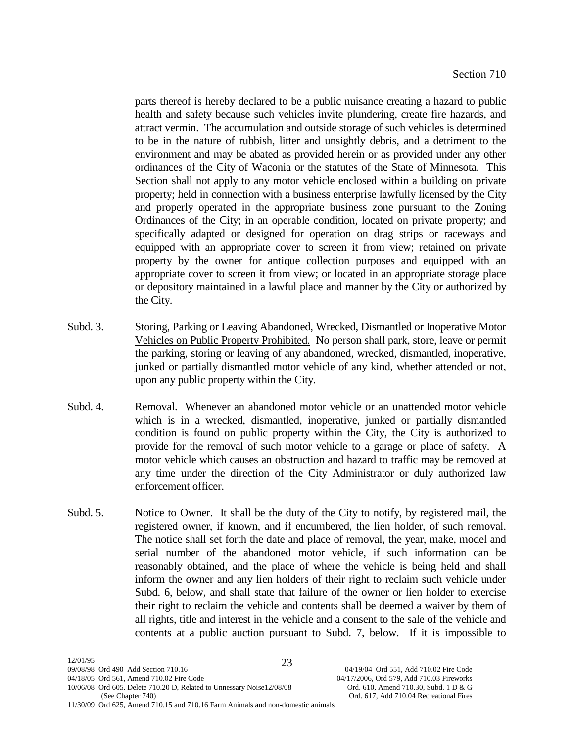parts thereof is hereby declared to be a public nuisance creating a hazard to public health and safety because such vehicles invite plundering, create fire hazards, and attract vermin. The accumulation and outside storage of such vehicles is determined to be in the nature of rubbish, litter and unsightly debris, and a detriment to the environment and may be abated as provided herein or as provided under any other ordinances of the City of Waconia or the statutes of the State of Minnesota. This Section shall not apply to any motor vehicle enclosed within a building on private property; held in connection with a business enterprise lawfully licensed by the City and properly operated in the appropriate business zone pursuant to the Zoning Ordinances of the City; in an operable condition, located on private property; and specifically adapted or designed for operation on drag strips or raceways and equipped with an appropriate cover to screen it from view; retained on private property by the owner for antique collection purposes and equipped with an appropriate cover to screen it from view; or located in an appropriate storage place or depository maintained in a lawful place and manner by the City or authorized by the City.

Subd. 3. Storing, Parking or Leaving Abandoned, Wrecked, Dismantled or Inoperative Motor Vehicles on Public Property Prohibited. No person shall park, store, leave or permit the parking, storing or leaving of any abandoned, wrecked, dismantled, inoperative, junked or partially dismantled motor vehicle of any kind, whether attended or not, upon any public property within the City.

Subd. 4. Removal. Whenever an abandoned motor vehicle or an unattended motor vehicle which is in a wrecked, dismantled, inoperative, junked or partially dismantled condition is found on public property within the City, the City is authorized to provide for the removal of such motor vehicle to a garage or place of safety. A motor vehicle which causes an obstruction and hazard to traffic may be removed at any time under the direction of the City Administrator or duly authorized law enforcement officer.

Subd. 5. Notice to Owner. It shall be the duty of the City to notify, by registered mail, the registered owner, if known, and if encumbered, the lien holder, of such removal. The notice shall set forth the date and place of removal, the year, make, model and serial number of the abandoned motor vehicle, if such information can be reasonably obtained, and the place of where the vehicle is being held and shall inform the owner and any lien holders of their right to reclaim such vehicle under Subd. 6, below, and shall state that failure of the owner or lien holder to exercise their right to reclaim the vehicle and contents shall be deemed a waiver by them of all rights, title and interest in the vehicle and a consent to the sale of the vehicle and contents at a public auction pursuant to Subd. 7, below. If it is impossible to

12/01/95
09/08/98 Ord 490 Add Section 710.16
04/18/05 Ord 561, Amend 710.02 Fire Code
10/06/08 Ord 605, Delete 710.20 D, Related to Unnessary Noise (See Chapter 740)
12/08/08 Ord. 610, Amend 710.30, Subd. 1 D & G
Ord. 617, Add 710.04 Recreational Fires
11/30/09 Ord 625, Amend 710.15 and 710.16 Farm Animals and non-domestic animals
04/19/04 Ord 551, Add 710.02 Fire Code
04/17/2006, Ord 579, Add 710.03 Fireworks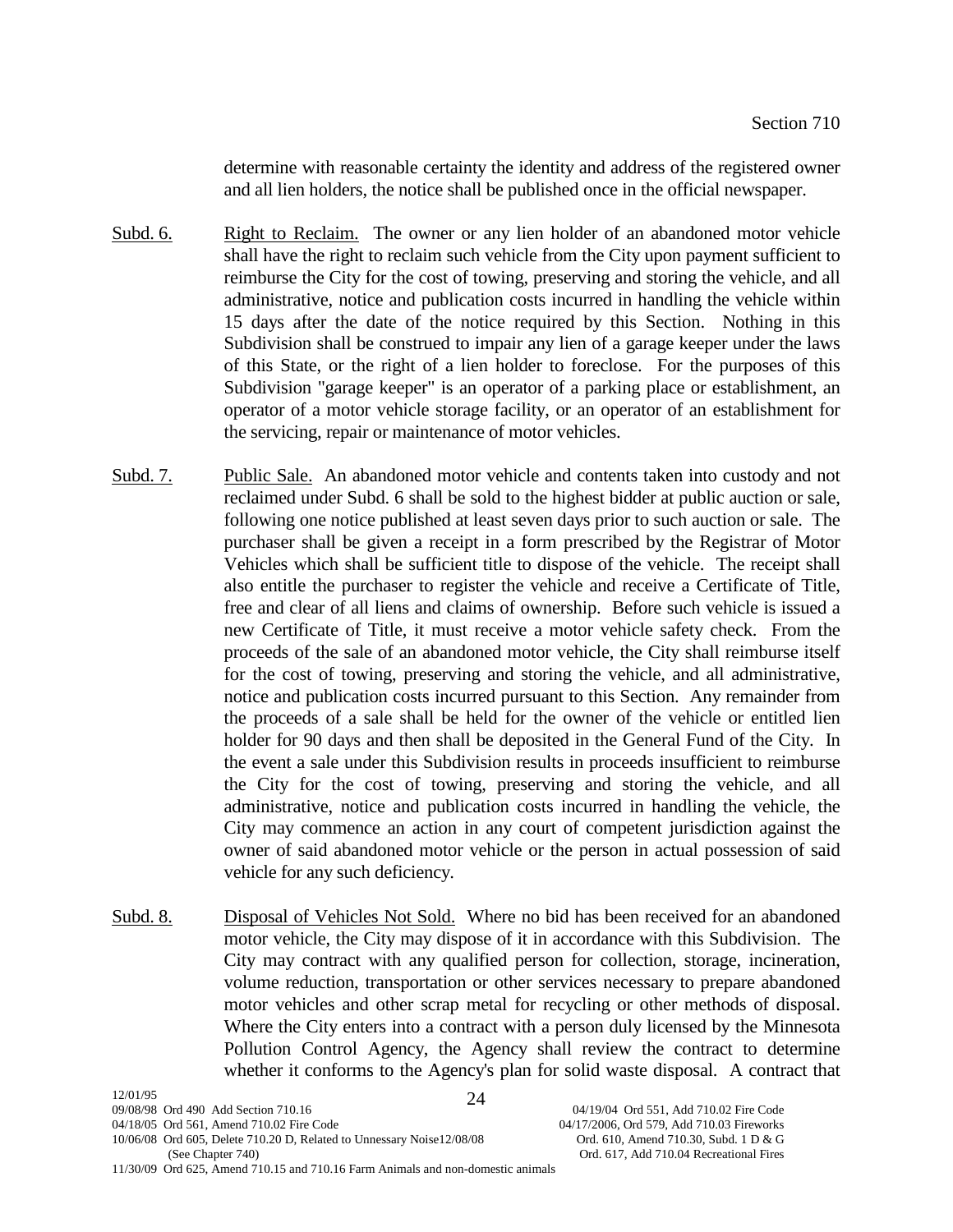determine with reasonable certainty the identity and address of the registered owner and all lien holders, the notice shall be published once in the official newspaper.

Subd. 6. Right to Reclaim. The owner or any lien holder of an abandoned motor vehicle shall have the right to reclaim such vehicle from the City upon payment sufficient to reimburse the City for the cost of towing, preserving and storing the vehicle, and all administrative, notice and publication costs incurred in handling the vehicle within 15 days after the date of the notice required by this Section. Nothing in this Subdivision shall be construed to impair any lien of a garage keeper under the laws of this State, or the right of a lien holder to foreclose. For the purposes of this Subdivision "garage keeper" is an operator of a parking place or establishment, an operator of a motor vehicle storage facility, or an operator of an establishment for the servicing, repair or maintenance of motor vehicles.

Subd. 7. Public Sale. An abandoned motor vehicle and contents taken into custody and not reclaimed under Subd. 6 shall be sold to the highest bidder at public auction or sale, following one notice published at least seven days prior to such auction or sale. The purchaser shall be given a receipt in a form prescribed by the Registrar of Motor Vehicles which shall be sufficient title to dispose of the vehicle. The receipt shall also entitle the purchaser to register the vehicle and receive a Certificate of Title, free and clear of all liens and claims of ownership. Before such vehicle is issued a new Certificate of Title, it must receive a motor vehicle safety check. From the proceeds of the sale of an abandoned motor vehicle, the City shall reimburse itself for the cost of towing, preserving and storing the vehicle, and all administrative, notice and publication costs incurred pursuant to this Section. Any remainder from the proceeds of a sale shall be held for the owner of the vehicle or entitled lien holder for 90 days and then shall be deposited in the General Fund of the City. In the event a sale under this Subdivision results in proceeds insufficient to reimburse the City for the cost of towing, preserving and storing the vehicle, and all administrative, notice and publication costs incurred in handling the vehicle, the City may commence an action in any court of competent jurisdiction against the owner of said abandoned motor vehicle or the person in actual possession of said vehicle for any such deficiency.

Subd. 8. Disposal of Vehicles Not Sold. Where no bid has been received for an abandoned motor vehicle, the City may dispose of it in accordance with this Subdivision. The City may contract with any qualified person for collection, storage, incineration, volume reduction, transportation or other services necessary to prepare abandoned motor vehicles and other scrap metal for recycling or other methods of disposal. Where the City enters into a contract with a person duly licensed by the Minnesota Pollution Control Agency, the Agency shall review the contract to determine whether it conforms to the Agency's plan for solid waste disposal. A contract that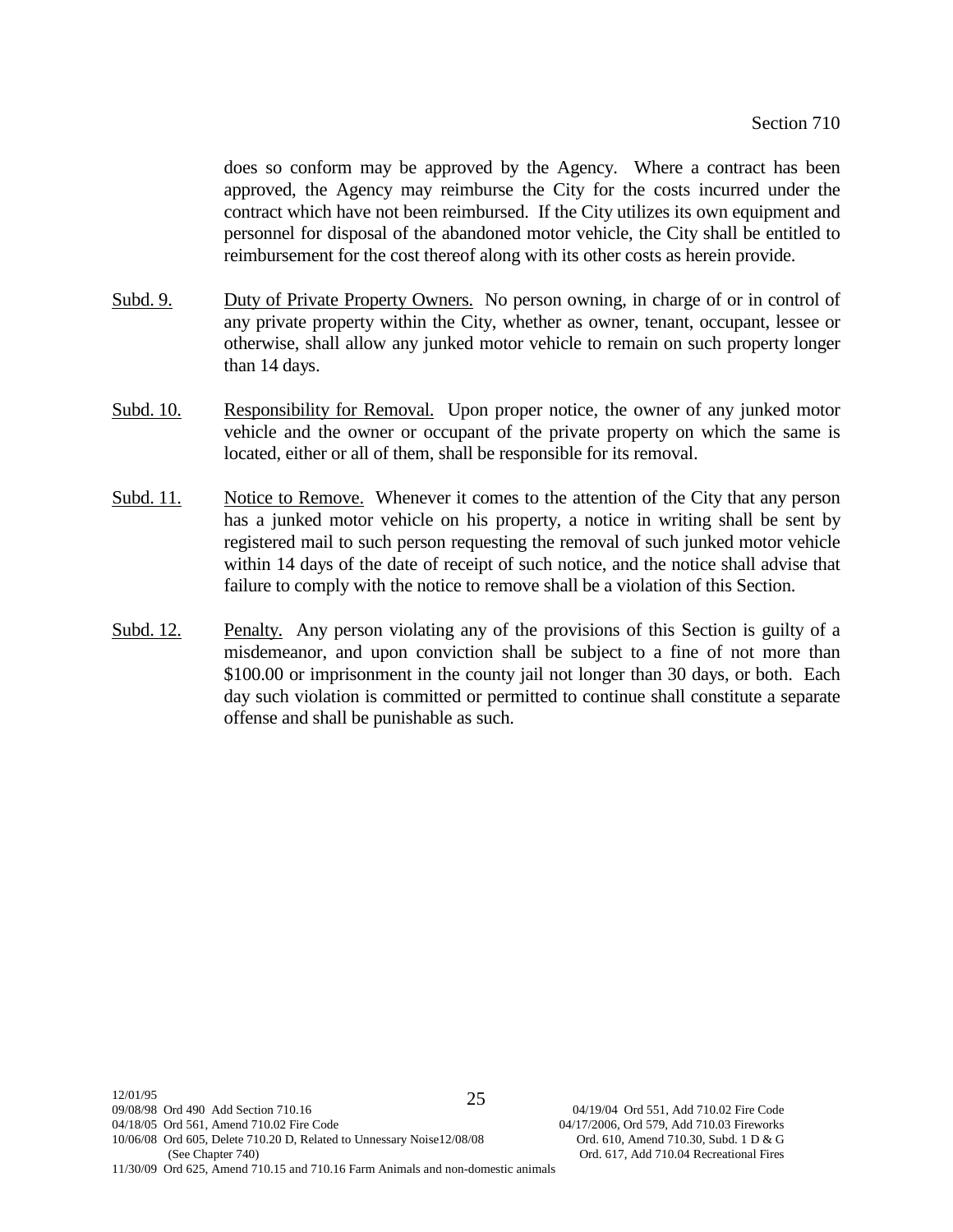does so conform may be approved by the Agency. Where a contract has been approved, the Agency may reimburse the City for the costs incurred under the contract which have not been reimbursed. If the City utilizes its own equipment and personnel for disposal of the abandoned motor vehicle, the City shall be entitled to reimbursement for the cost thereof along with its other costs as herein provide.

Subd. 9. Duty of Private Property Owners. No person owning, in charge of or in control of any private property within the City, whether as owner, tenant, occupant, lessee or otherwise, shall allow any junked motor vehicle to remain on such property longer than 14 days.

Subd. 10. Responsibility for Removal. Upon proper notice, the owner of any junked motor vehicle and the owner or occupant of the private property on which the same is located, either or all of them, shall be responsible for its removal.

Subd. 11. Notice to Remove. Whenever it comes to the attention of the City that any person has a junked motor vehicle on his property, a notice in writing shall be sent by registered mail to such person requesting the removal of such junked motor vehicle within 14 days of the date of receipt of such notice, and the notice shall advise that failure to comply with the notice to remove shall be a violation of this Section.

Subd. 12. Penalty. Any person violating any of the provisions of this Section is guilty of a misdemeanor, and upon conviction shall be subject to a fine of not more than $100.00 or imprisonment in the county jail not longer than 30 days, or both. Each day such violation is committed or permitted to continue shall constitute a separate offense and shall be punishable as such.

12/01/95
09/08/98 Ord 490 Add Section 710.16
04/18/05 Ord 561, Amend 710.02 Fire Code
10/06/08 Ord 605, Delete 710.20 D, Related to Unnessary Noise (See Chapter 740)
11/30/09 Ord 625, Amend 710.15 and 710.16 Farm Animals and non-domestic animals
04/19/04 Ord 551, Add 710.02 Fire Code
04/17/2006, Ord 579, Add 710.03 Fireworks
12/08/08 Ord. 610, Amend 710.30, Subd. 1 D & G
Ord. 617, Add 710.04 Recreational Fires